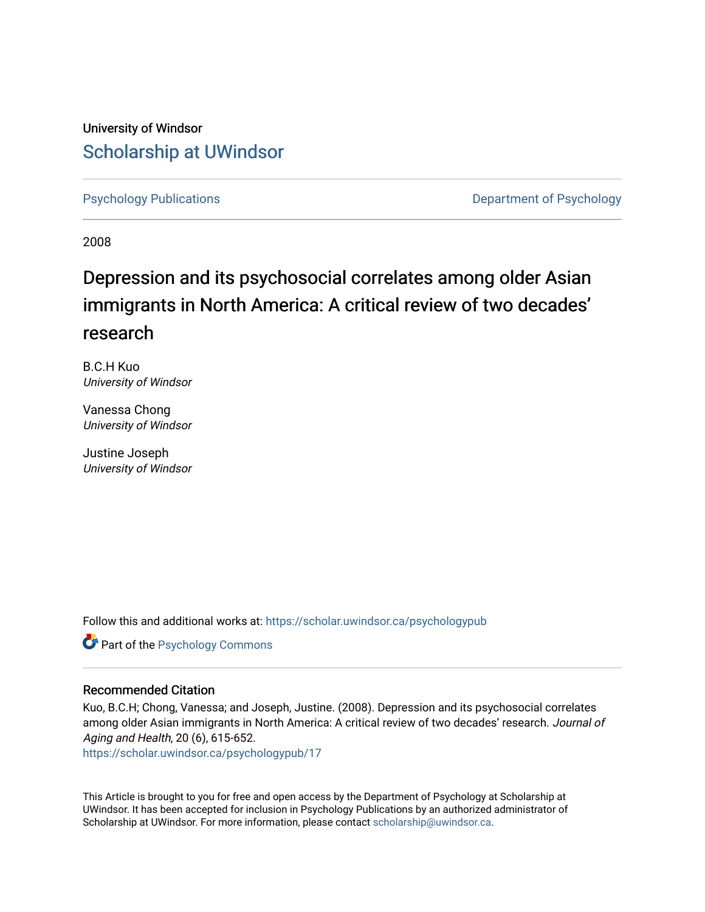University of Windsor

# Scholarship at UWindsor

Psychology Publications

Department of Psychology

2008

## Depression and its psychosocial correlates among older Asian immigrants in North America: A critical review of two decades' research

B.C.H Kuo
*University of Windsor*

Vanessa Chong
*University of Windsor*

Justine Joseph
*University of Windsor*

Follow this and additional works at: https://scholar.uwindsor.ca/psychologypub

Part of the Psychology Commons

### Recommended Citation

Kuo, B.C.H; Chong, Vanessa; and Joseph, Justine. (2008). Depression and its psychosocial correlates among older Asian immigrants in North America: A critical review of two decades' research. *Journal of Aging and Health*, 20 (6), 615-652.
https://scholar.uwindsor.ca/psychologypub/17

This Article is brought to you for free and open access by the Department of Psychology at Scholarship at UWindsor. It has been accepted for inclusion in Psychology Publications by an authorized administrator of Scholarship at UWindsor. For more information, please contact scholarship@uwindsor.ca.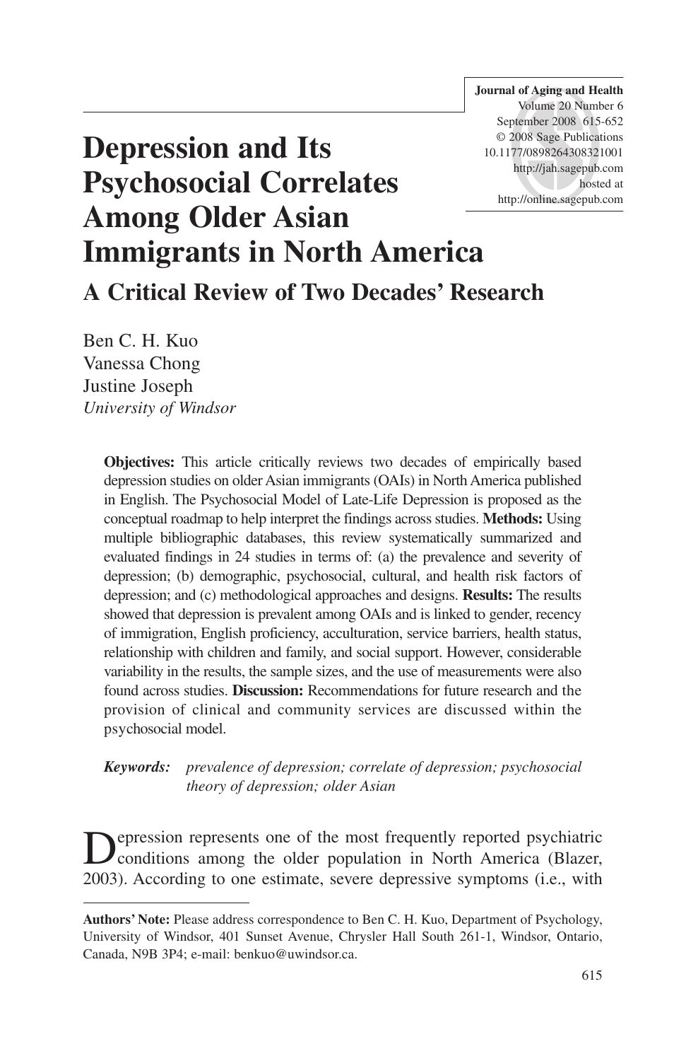# Depression and Its Psychosocial Correlates Among Older Asian Immigrants in North America

## A Critical Review of Two Decades' Research

Ben C. H. Kuo
Vanessa Chong
Justine Joseph
*University of Windsor*

**Objectives:** This article critically reviews two decades of empirically based depression studies on older Asian immigrants (OAIs) in North America published in English. The Psychosocial Model of Late-Life Depression is proposed as the conceptual roadmap to help interpret the findings across studies. **Methods:** Using multiple bibliographic databases, this review systematically summarized and evaluated findings in 24 studies in terms of: (a) the prevalence and severity of depression; (b) demographic, psychosocial, cultural, and health risk factors of depression; and (c) methodological approaches and designs. **Results:** The results showed that depression is prevalent among OAIs and is linked to gender, recency of immigration, English proficiency, acculturation, service barriers, health status, relationship with children and family, and social support. However, considerable variability in the results, the sample sizes, and the use of measurements were also found across studies. **Discussion:** Recommendations for future research and the provision of clinical and community services are discussed within the psychosocial model.

***Keywords:*** *prevalence of depression; correlate of depression; psychosocial theory of depression; older Asian*

Depression represents one of the most frequently reported psychiatric conditions among the older population in North America (Blazer, 2003). According to one estimate, severe depressive symptoms (i.e., with

**Authors' Note:** Please address correspondence to Ben C. H. Kuo, Department of Psychology, University of Windsor, 401 Sunset Avenue, Chrysler Hall South 261-1, Windsor, Ontario, Canada, N9B 3P4; e-mail: benkuo@uwindsor.ca.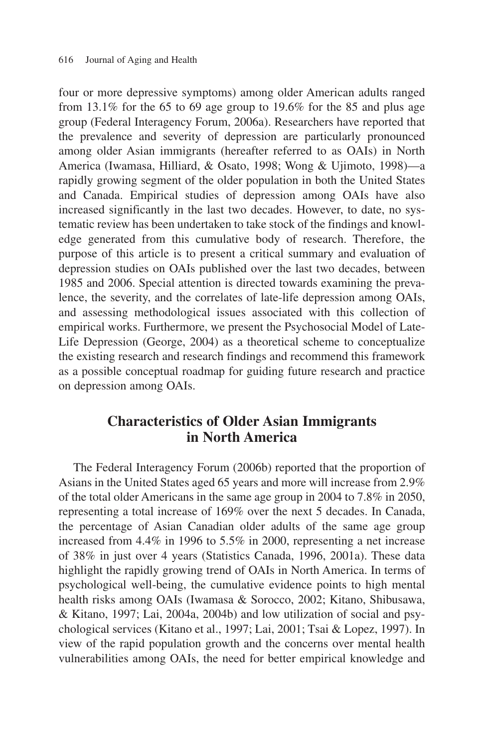four or more depressive symptoms) among older American adults ranged from 13.1% for the 65 to 69 age group to 19.6% for the 85 and plus age group (Federal Interagency Forum, 2006a). Researchers have reported that the prevalence and severity of depression are particularly pronounced among older Asian immigrants (hereafter referred to as OAIs) in North America (Iwamasa, Hilliard, & Osato, 1998; Wong & Ujimoto, 1998)—a rapidly growing segment of the older population in both the United States and Canada. Empirical studies of depression among OAIs have also increased significantly in the last two decades. However, to date, no systematic review has been undertaken to take stock of the findings and knowledge generated from this cumulative body of research. Therefore, the purpose of this article is to present a critical summary and evaluation of depression studies on OAIs published over the last two decades, between 1985 and 2006. Special attention is directed towards examining the prevalence, the severity, and the correlates of late-life depression among OAIs, and assessing methodological issues associated with this collection of empirical works. Furthermore, we present the Psychosocial Model of Late-Life Depression (George, 2004) as a theoretical scheme to conceptualize the existing research and research findings and recommend this framework as a possible conceptual roadmap for guiding future research and practice on depression among OAIs.

## Characteristics of Older Asian Immigrants in North America

The Federal Interagency Forum (2006b) reported that the proportion of Asians in the United States aged 65 years and more will increase from 2.9% of the total older Americans in the same age group in 2004 to 7.8% in 2050, representing a total increase of 169% over the next 5 decades. In Canada, the percentage of Asian Canadian older adults of the same age group increased from 4.4% in 1996 to 5.5% in 2000, representing a net increase of 38% in just over 4 years (Statistics Canada, 1996, 2001a). These data highlight the rapidly growing trend of OAIs in North America. In terms of psychological well-being, the cumulative evidence points to high mental health risks among OAIs (Iwamasa & Sorocco, 2002; Kitano, Shibusawa, & Kitano, 1997; Lai, 2004a, 2004b) and low utilization of social and psychological services (Kitano et al., 1997; Lai, 2001; Tsai & Lopez, 1997). In view of the rapid population growth and the concerns over mental health vulnerabilities among OAIs, the need for better empirical knowledge and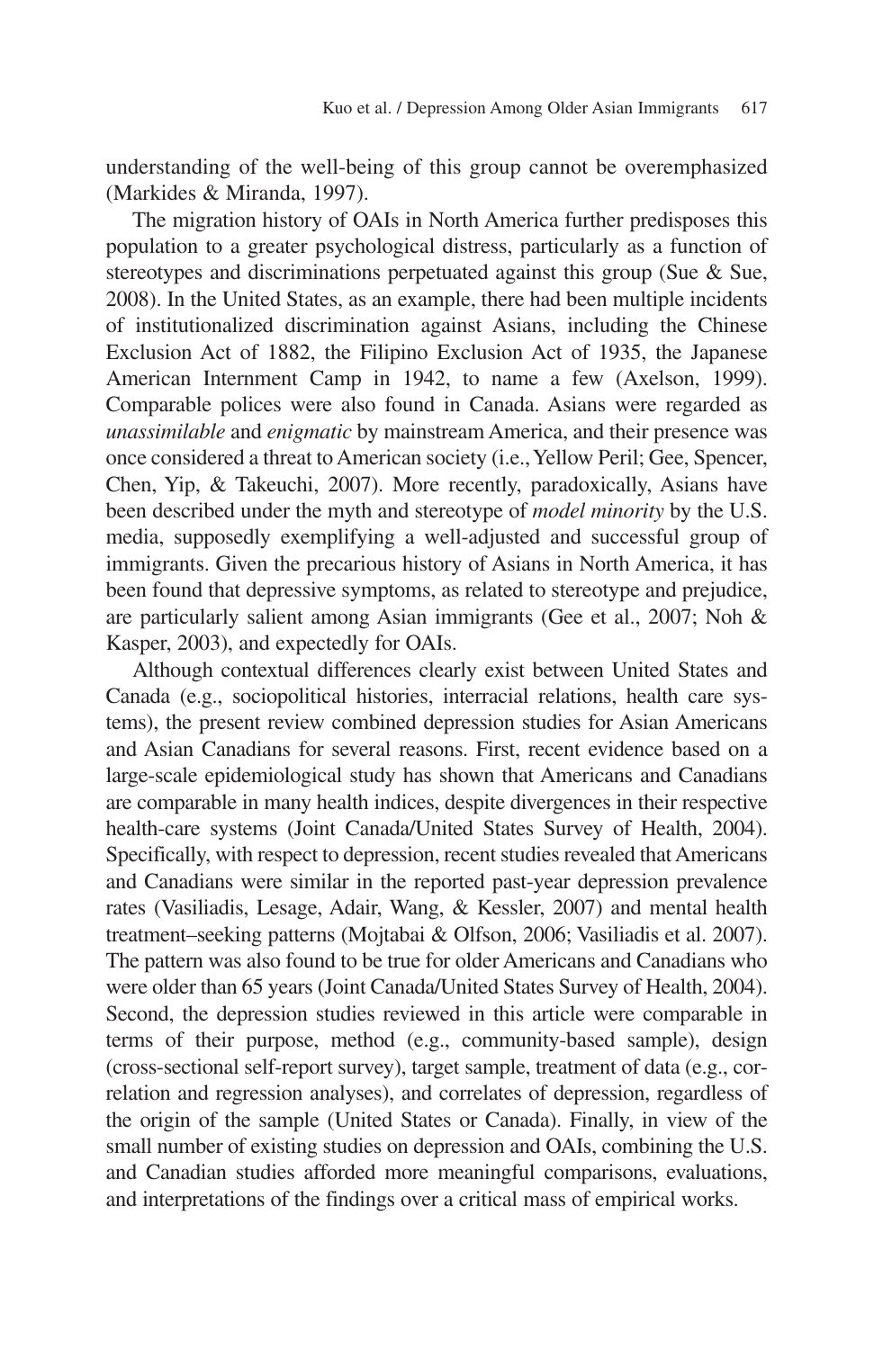understanding of the well-being of this group cannot be overemphasized (Markides & Miranda, 1997).

The migration history of OAIs in North America further predisposes this population to a greater psychological distress, particularly as a function of stereotypes and discriminations perpetuated against this group (Sue & Sue, 2008). In the United States, as an example, there had been multiple incidents of institutionalized discrimination against Asians, including the Chinese Exclusion Act of 1882, the Filipino Exclusion Act of 1935, the Japanese American Internment Camp in 1942, to name a few (Axelson, 1999). Comparable polices were also found in Canada. Asians were regarded as *unassimilable* and *enigmatic* by mainstream America, and their presence was once considered a threat to American society (i.e., Yellow Peril; Gee, Spencer, Chen, Yip, & Takeuchi, 2007). More recently, paradoxically, Asians have been described under the myth and stereotype of *model minority* by the U.S. media, supposedly exemplifying a well-adjusted and successful group of immigrants. Given the precarious history of Asians in North America, it has been found that depressive symptoms, as related to stereotype and prejudice, are particularly salient among Asian immigrants (Gee et al., 2007; Noh & Kasper, 2003), and expectedly for OAIs.

Although contextual differences clearly exist between United States and Canada (e.g., sociopolitical histories, interracial relations, health care systems), the present review combined depression studies for Asian Americans and Asian Canadians for several reasons. First, recent evidence based on a large-scale epidemiological study has shown that Americans and Canadians are comparable in many health indices, despite divergences in their respective health-care systems (Joint Canada/United States Survey of Health, 2004). Specifically, with respect to depression, recent studies revealed that Americans and Canadians were similar in the reported past-year depression prevalence rates (Vasiliadis, Lesage, Adair, Wang, & Kessler, 2007) and mental health treatment–seeking patterns (Mojtabai & Olfson, 2006; Vasiliadis et al. 2007). The pattern was also found to be true for older Americans and Canadians who were older than 65 years (Joint Canada/United States Survey of Health, 2004). Second, the depression studies reviewed in this article were comparable in terms of their purpose, method (e.g., community-based sample), design (cross-sectional self-report survey), target sample, treatment of data (e.g., correlation and regression analyses), and correlates of depression, regardless of the origin of the sample (United States or Canada). Finally, in view of the small number of existing studies on depression and OAIs, combining the U.S. and Canadian studies afforded more meaningful comparisons, evaluations, and interpretations of the findings over a critical mass of empirical works.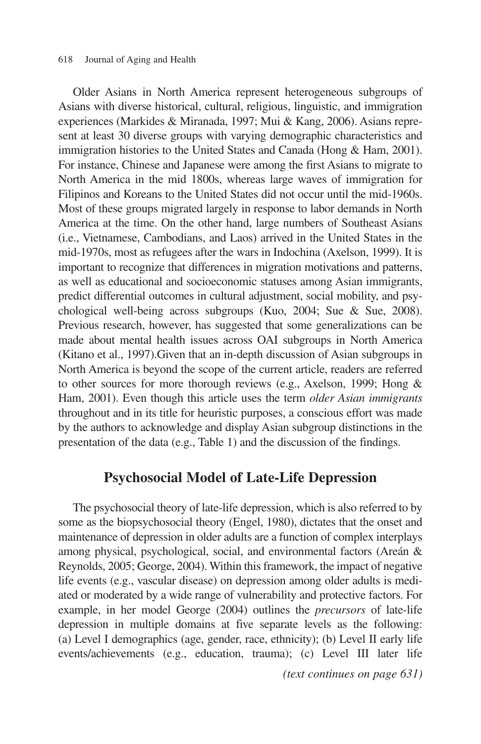Older Asians in North America represent heterogeneous subgroups of Asians with diverse historical, cultural, religious, linguistic, and immigration experiences (Markides & Miranada, 1997; Mui & Kang, 2006). Asians represent at least 30 diverse groups with varying demographic characteristics and immigration histories to the United States and Canada (Hong & Ham, 2001). For instance, Chinese and Japanese were among the first Asians to migrate to North America in the mid 1800s, whereas large waves of immigration for Filipinos and Koreans to the United States did not occur until the mid-1960s. Most of these groups migrated largely in response to labor demands in North America at the time. On the other hand, large numbers of Southeast Asians (i.e., Vietnamese, Cambodians, and Laos) arrived in the United States in the mid-1970s, most as refugees after the wars in Indochina (Axelson, 1999). It is important to recognize that differences in migration motivations and patterns, as well as educational and socioeconomic statuses among Asian immigrants, predict differential outcomes in cultural adjustment, social mobility, and psychological well-being across subgroups (Kuo, 2004; Sue & Sue, 2008). Previous research, however, has suggested that some generalizations can be made about mental health issues across OAI subgroups in North America (Kitano et al., 1997).Given that an in-depth discussion of Asian subgroups in North America is beyond the scope of the current article, readers are referred to other sources for more thorough reviews (e.g., Axelson, 1999; Hong & Ham, 2001). Even though this article uses the term *older Asian immigrants* throughout and in its title for heuristic purposes, a conscious effort was made by the authors to acknowledge and display Asian subgroup distinctions in the presentation of the data (e.g., Table 1) and the discussion of the findings.

## Psychosocial Model of Late-Life Depression

The psychosocial theory of late-life depression, which is also referred to by some as the biopsychosocial theory (Engel, 1980), dictates that the onset and maintenance of depression in older adults are a function of complex interplays among physical, psychological, social, and environmental factors (Areán & Reynolds, 2005; George, 2004). Within this framework, the impact of negative life events (e.g., vascular disease) on depression among older adults is mediated or moderated by a wide range of vulnerability and protective factors. For example, in her model George (2004) outlines the *precursors* of late-life depression in multiple domains at five separate levels as the following: (a) Level I demographics (age, gender, race, ethnicity); (b) Level II early life events/achievements (e.g., education, trauma); (c) Level III later life

*(text continues on page 631)*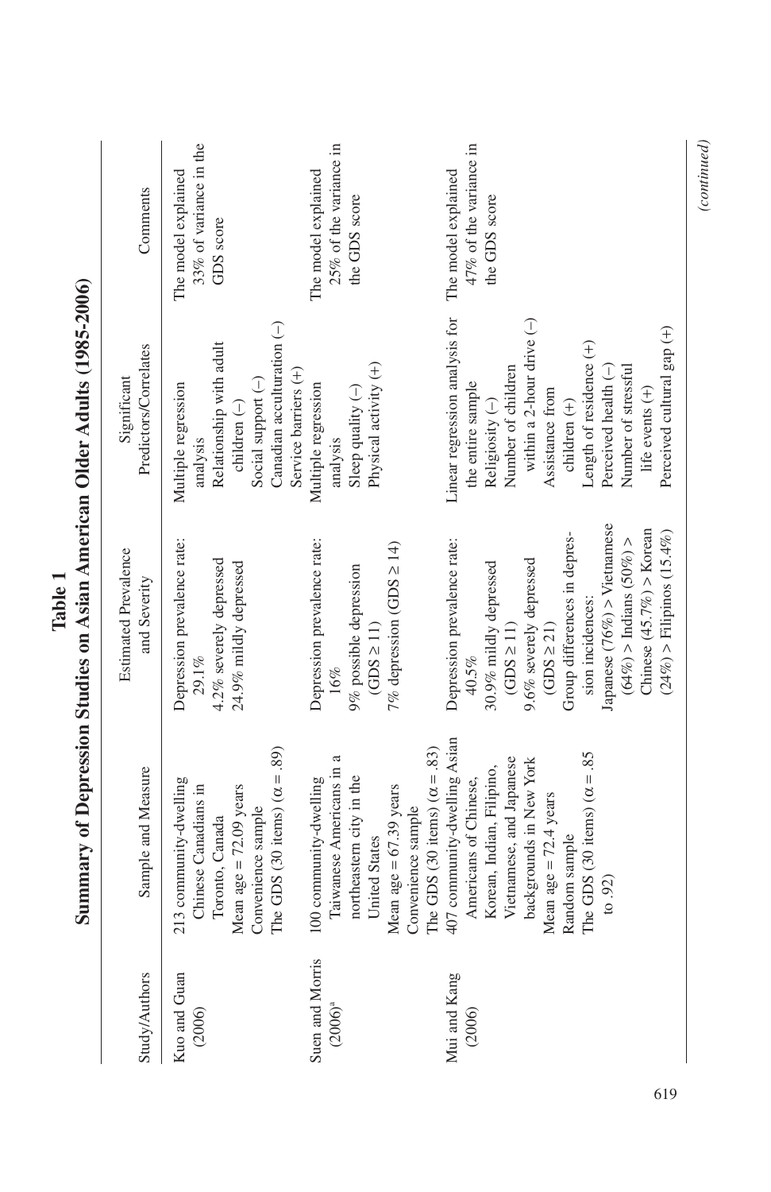**Table 1**
**Summary of Depression Studies on Asian American Older Adults (1985-2006)**

| Study/Authors | Sample and Measure | Estimated Prevalence and Severity | Significant Predictors/Correlates | Comments |
|---|---|---|---|---|
| Kuo and Guan (2006) | 213 community-dwelling Chinese Canadians in Toronto, Canada<br>Mean age = 72.09 years<br>Convenience sample<br>The GDS (30 items) (α = .89) | Depression prevalence rate: 29.1%<br>4.2% severely depressed<br>24.9% mildly depressed | Multiple regression analysis<br>Relationship with adult children (–)<br>Social support (–)<br>Canadian acculturation (–)<br>Service barriers (+) | The model explained 33% of variance in the GDS score |
| Suen and Morris (2006)[a] | 100 community-dwelling Taiwanese Americans in a northeastern city in the United States<br>Mean age = 67.39 years<br>Convenience sample<br>The GDS (30 items) (α = .83) | Depression prevalence rate: 16%<br>9% possible depression (GDS ≥ 11)<br>7% depression (GDS ≥ 14) | Multiple regression analysis<br>Sleep quality (–)<br>Physical activity (+) | The model explained 25% of the variance in the GDS score |
| Mui and Kang (2006) | 407 community-dwelling Asian Americans of Chinese, Korean, Indian, Filipino, Vietnamese, and Japanese backgrounds in New York<br>Mean age = 72.4 years<br>Random sample<br>The GDS (30 items) (α = .85 to .92) | Depression prevalence rate: 40.5%<br>30.9% mildly depressed (GDS ≥ 11)<br>9.6% severely depressed (GDS ≥ 21)<br>Group differences in depression incidences:<br>Japanese (76%) > Vietnamese (64%) > Indians (50%) > Chinese (45.7%) > Korean (24%) > Filipinos (15.4%) | Linear regression analysis for the entire sample<br>Religiosity (–)<br>Number of children within a 2-hour drive (–)<br>Assistance from children (+)<br>Length of residence (+)<br>Perceived health (–)<br>Number of stressful life events (+)<br>Perceived cultural gap (+) | The model explained 47% of the variance in the GDS score |

*(continued)*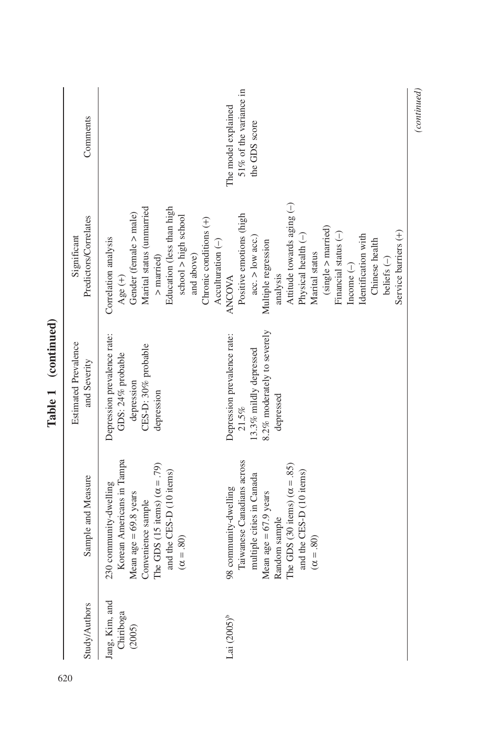**Table 1 (continued)**

| Study/Authors | Sample and Measure | Estimated Prevalence and Severity | Significant Predictors/Correlates | Comments |
|---|---|---|---|---|
| Jang, Kim, and Chiriboga (2005) | 230 community-dwelling Korean Americans in Tampa<br>Mean age = 69.8 years<br>Convenience sample<br>The GDS (15 items) ($\alpha = .79$) and the CES-D (10 items) ($\alpha = .80$) | Depression prevalence rate:<br>GDS: 24% probable depression<br>CES-D: 30% probable depression | Correlation analysis<br>Age (+)<br>Gender (female > male)<br>Marital status (unmarried > married)<br>Education (less than high school > high school and above)<br>Chronic conditions (+)<br>Acculturation (–) | |
| Lai (2005)[b] | 98 community-dwelling Taiwanese Canadians across multiple cities in Canada<br>Mean age = 67.9 years<br>Random sample<br>The GDS (30 items) ($\alpha = .85$) and the CES-D (10 items) ($\alpha = .80$) | Depression prevalence rate: 21.5%<br>13.3% mildly depressed<br>8.2% moderately to severely depressed | ANCOVA<br>Positive emotions (high acc. > low acc.)<br>Multiple regression analysis<br>Attitude towards aging (–)<br>Physical health (–)<br>Marital status (single > married)<br>Financial status (–)<br>Income (–)<br>Identification with Chinese health beliefs (–)<br>Service barriers (+) | The model explained 51% of the variance in the GDS score |

*(continued)*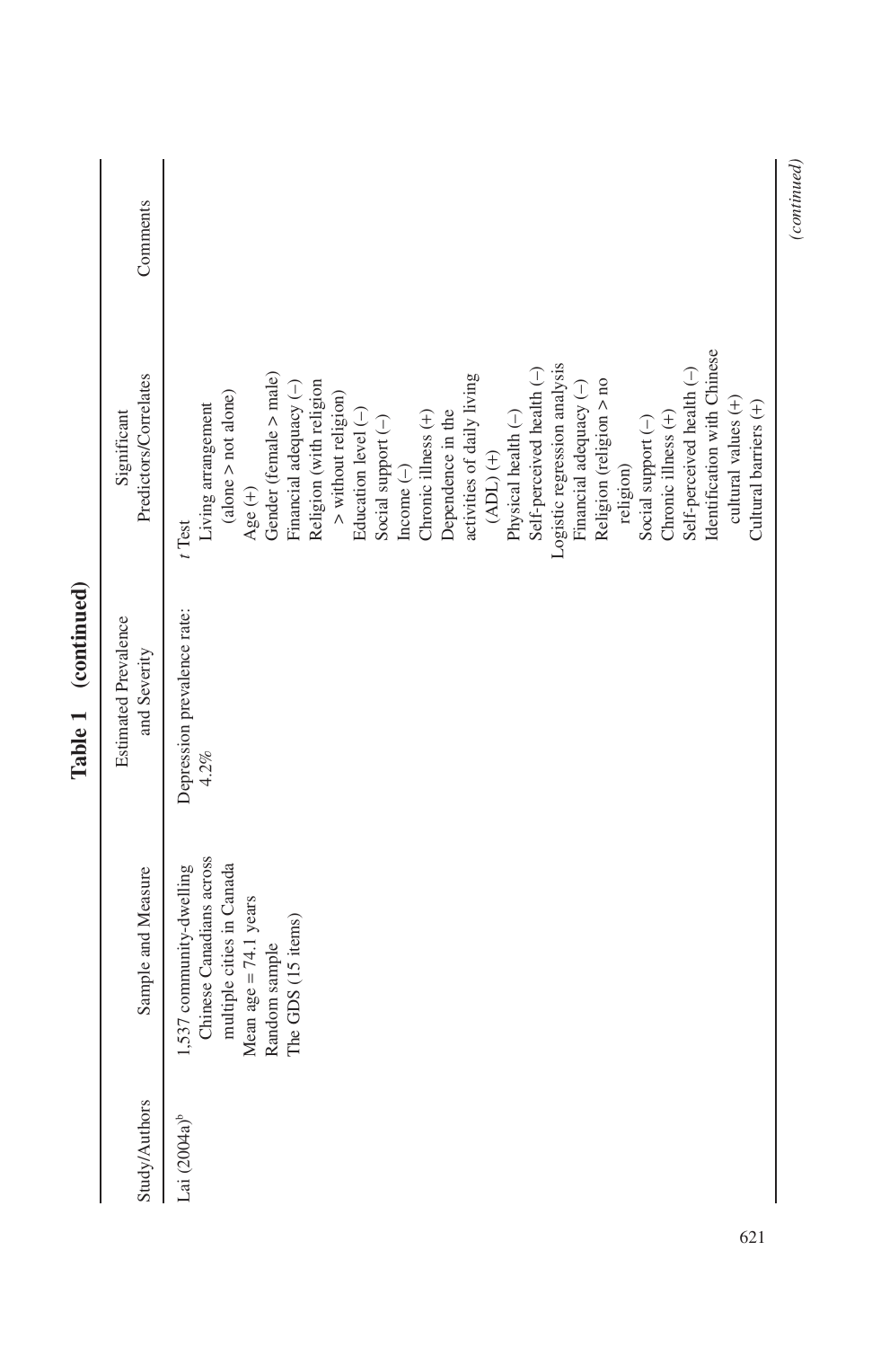**Table 1 (continued)**

| Study/Authors | Sample and Measure | Estimated Prevalence and Severity | Significant Predictors/Correlates | Comments |
|---|---|---|---|---|
| Lai (2004a)[b] | 1,537 community-dwelling Chinese Canadians across multiple cities in Canada<br>Mean age = 74.1 years<br>Random sample<br>The GDS (15 items) | Depression prevalence rate: 4.2% | *t* Test<br>Living arrangement (alone > not alone)<br>Age (+)<br>Gender (female > male)<br>Financial adequacy (–)<br>Religion (with religion > without religion)<br>Education level (–)<br>Social support (–)<br>Income (–)<br>Chronic illness (+)<br>Dependence in the activities of daily living (ADL) (+)<br>Physical health (–)<br>Self-perceived health (–)<br>Logistic regression analysis<br>Financial adequacy (–)<br>Religion (religion > no religion)<br>Social support (–)<br>Chronic illness (+)<br>Self-perceived health (–)<br>Identification with Chinese cultural values (+)<br>Cultural barriers (+) | |

*(continued)*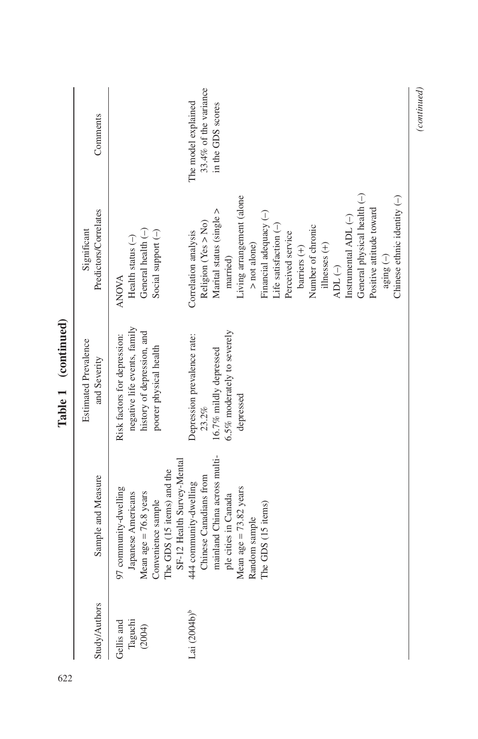**Table 1 (continued)**

| Study/Authors | Sample and Measure | Estimated Prevalence and Severity | Significant Predictors/Correlates | Comments |
|---|---|---|---|---|
| Gellis and Taguchi (2004) | 97 community-dwelling Japanese Americans<br>Mean age = 76.8 years<br>Convenience sample<br>The GDS (15 items) and the SF-12 Health Survey-Mental | Risk factors for depression: negative life events, family history of depression, and poorer physical health | ANOVA<br>Health status (–)<br>General health (–)<br>Social support (–) | |
| Lai (2004b)[b] | 444 community-dwelling Chinese Canadians from mainland China across multiple cities in Canada<br>Mean age = 73.82 years<br>Random sample<br>The GDS (15 items) | Depression prevalence rate: 23.2%<br>16.7% mildly depressed<br>6.5% moderately to severely depressed | Correlation analysis<br>Religion (Yes > No)<br>Marital status (single > married)<br>Living arrangement (alone > not alone)<br>Financial adequacy (–)<br>Life satisfaction (–)<br>Perceived service barriers (+)<br>Number of chronic illnesses (+)<br>ADL (–)<br>Instrumental ADL (–)<br>General physical health (–)<br>Positive attitude toward aging (–)<br>Chinese ethnic identity (–) | The model explained 33.4% of the variance in the GDS scores |

*(continued)*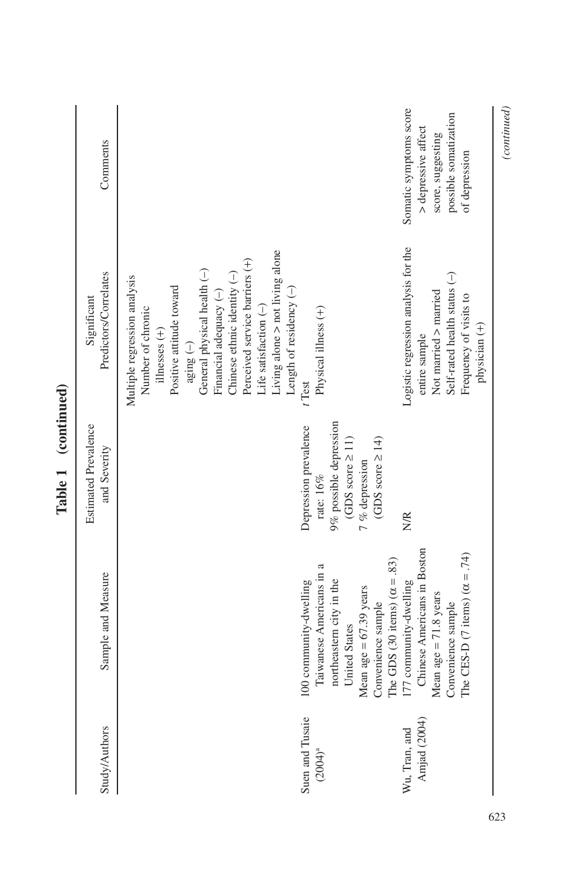**Table 1 (continued)**

| Study/Authors | Sample and Measure | Estimated Prevalence and Severity | Significant Predictors/Correlates | Comments |
|---|---|---|---|---|
| | | | Multiple regression analysis<br>Number of chronic illnesses (+)<br>Positive attitude toward aging (−)<br>General physical health (−)<br>Financial adequacy (−)<br>Chinese ethnic identity (−)<br>Perceived service barriers (+)<br>Life satisfaction (−)<br>Living alone > not living alone<br>Length of residency (−) | |
| Suen and Tusaie (2004)[a] | 100 community-dwelling Taiwanese Americans in a northeastern city in the United States<br>Mean age = 67.39 years<br>Convenience sample<br>The GDS (30 items) (α = .83) | Depression prevalence rate: 16%<br>9% possible depression (GDS score ≥ 11)<br>7 % depression (GDS score ≥ 14) | *t* Test<br>Physical illness (+) | |
| Wu, Tran, and Amjad (2004) | 177 community-dwelling Chinese Americans in Boston<br>Mean age = 71.8 years<br>Convenience sample<br>The CES-D (7 items) (α = .74) | N/R | Logistic regression analysis for the entire sample<br>Not married > married<br>Self-rated health status (−)<br>Frequency of visits to physician (+) | Somatic symptoms score > depressive affect score, suggesting possible somatization of depression |

*(continued)*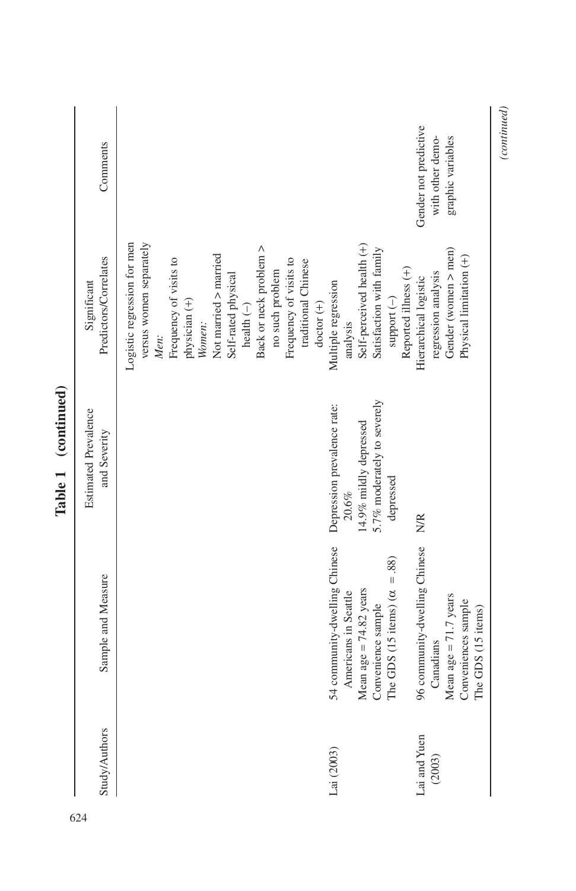**Table 1 (continued)**

| Study/Authors | Sample and Measure | Estimated Prevalence and Severity | Significant Predictors/Correlates | Comments |
|---|---|---|---|---|
| | | | Logistic regression for men versus women separately<br>*Men:*<br>Frequency of visits to physician (+)<br>*Women:*<br>Not married > married<br>Self-rated physical health (−)<br>Back or neck problem > no such problem<br>Frequency of visits to traditional Chinese doctor (+) | |
| Lai (2003) | 54 community-dwelling Chinese Americans in Seattle<br>Mean age = 74.82 years<br>Convenience sample<br>The GDS (15 items) ($\alpha = .88$) | Depression prevalence rate: 20.6%<br>14.9% mildly depressed<br>5.7% moderately to severely depressed | Multiple regression analysis<br>Self-perceived health (+)<br>Satisfaction with family support (−)<br>Reported illness (+) | |
| Lai and Yuen (2003) | 96 community-dwelling Chinese Canadians<br>Mean age = 71.7 years<br>Conveniences sample<br>The GDS (15 items) | N/R | Hierarchical logistic regression analysis<br>Gender (women > men)<br>Physical limitation (+) | Gender not predictive with other demographic variables |

*(continued)*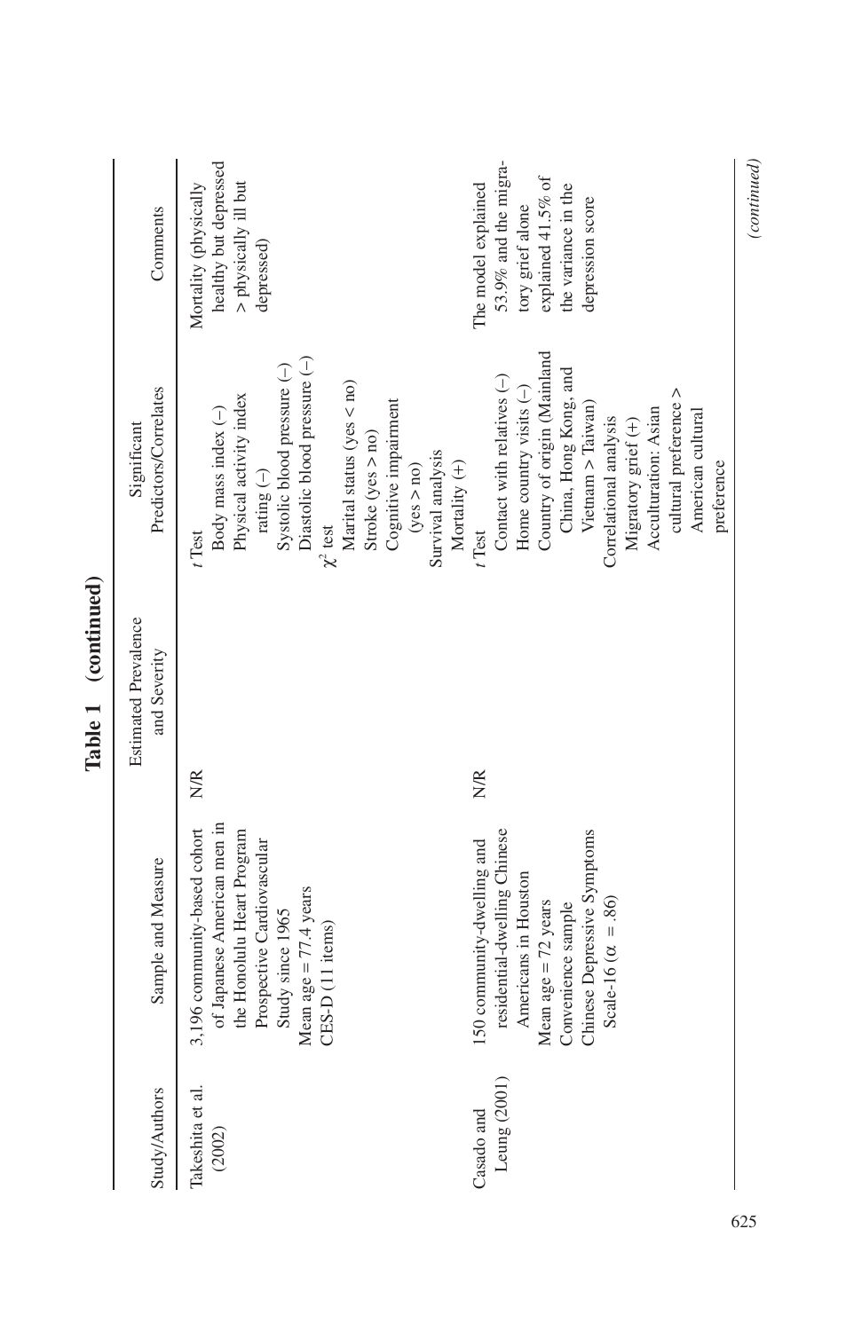**Table 1 (continued)**

| Study/Authors | Sample and Measure | Estimated Prevalence and Severity | Significant Predictors/Correlates | Comments |
|---|---|---|---|---|
| Takeshita et al. (2002) | 3,196 community-based cohort of Japanese American men in the Honolulu Heart Program Prospective Cardiovascular Study since 1965<br>Mean age = 77.4 years<br>CES-D (11 items) | N/R | *t* Test<br>Body mass index (–)<br>Physical activity index rating (–)<br>Systolic blood pressure (–)<br>Diastolic blood pressure (–)<br>$\chi^2$ test<br>Marital status (yes < no)<br>Stroke (yes > no)<br>Cognitive impairment (yes > no)<br>Survival analysis<br>Mortality (+) | Mortality (physically healthy but depressed > physically ill but depressed) |
| Casado and Leung (2001) | 150 community-dwelling and residential-dwelling Chinese Americans in Houston<br>Mean age = 72 years<br>Convenience sample<br>Chinese Depressive Symptoms Scale-16 ($\alpha$ = .86) | N/R | *t* Test<br>Contact with relatives (–)<br>Home country visits (–)<br>Country of origin (Mainland China, Hong Kong, and Vietnam > Taiwan)<br>Correlational analysis<br>Migratory grief (+)<br>Acculturation: Asian cultural preference > American cultural preference | The model explained 53.9% and the migratory grief alone explained 41.5% of the variance in the depression score |

*(continued)*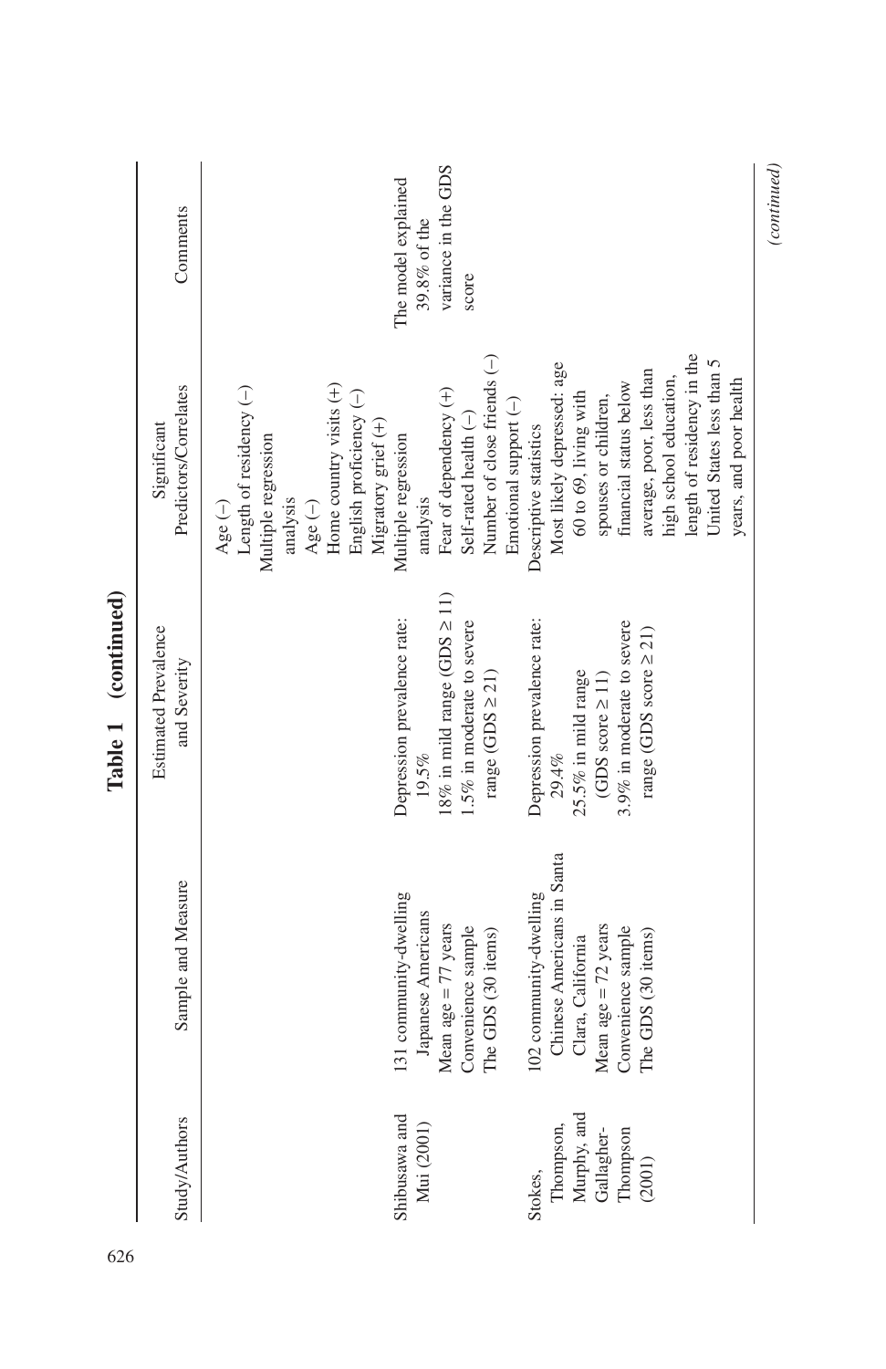**Table 1 (continued)**

| Study/Authors | Sample and Measure | Estimated Prevalence and Severity | Significant Predictors/Correlates | Comments |
|---|---|---|---|---|
| | | | Age (–)<br>Length of residency (–)<br>Multiple regression analysis<br>Age (–)<br>Home country visits (+)<br>English proficiency (–)<br>Migratory grief (+) | |
| Shibusawa and Mui (2001) | 131 community-dwelling Japanese Americans<br>Mean age = 77 years<br>Convenience sample<br>The GDS (30 items) | Depression prevalence rate: 19.5%<br>18% in mild range (GDS ≥ 11)<br>1.5% in moderate to severe range (GDS ≥ 21) | Multiple regression analysis<br>Fear of dependency (+)<br>Self-rated health (–)<br>Number of close friends (–)<br>Emotional support (–) | The model explained 39.8% of the variance in the GDS score |
| Stokes, Thompson, Murphy, and Gallagher-Thompson (2001) | 102 community-dwelling Chinese Americans in Santa Clara, California<br>Mean age = 72 years<br>Convenience sample<br>The GDS (30 items) | Depression prevalence rate: 29.4%<br>25.5% in mild range (GDS score ≥ 11)<br>3.9% in moderate to severe range (GDS score ≥ 21) | Descriptive statistics<br>Most likely depressed: age 60 to 69, living with spouses or children, financial status below average, poor, less than high school education, length of residency in the United States less than 5 years, and poor health | |

*(continued)*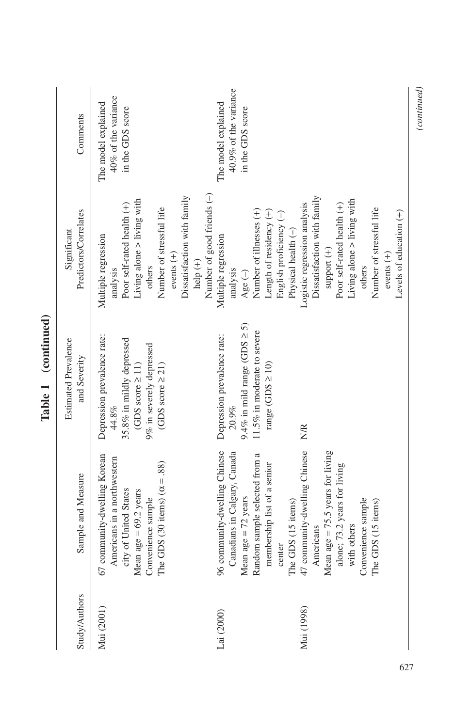**Table 1 (continued)**

| Study/Authors | Sample and Measure | Estimated Prevalence and Severity | Significant Predictors/Correlates | Comments |
|---|---|---|---|---|
| Mui (2001) | 67 community-dwelling Korean Americans in a northwestern city of United States<br>Mean age = 69.2 years<br>Convenience sample<br>The GDS (30 items) ($\alpha = .88$) | Depression prevalence rate: 44.8%<br>35.8% in mildly depressed (GDS score $\geq 11$)<br>9% in severely depressed (GDS score $\geq 21$) | Multiple regression analysis<br>Poor self-rated health (+)<br>Living alone > living with others<br>Number of stressful life events (+)<br>Dissatisfaction with family help (+)<br>Number of good friends (–) | The model explained 40% of the variance in the GDS score |
| Lai (2000) | 96 community-dwelling Chinese Canadians in Calgary, Canada<br>Mean age = 72 years<br>Random sample selected from a membership list of a senior center<br>The GDS (15 items) | Depression prevalence rate: 20.9%<br>9.4% in mild range (GDS $\geq 5$)<br>11.5% in moderate to severe range (GDS $\geq 10$) | Multiple regression analysis<br>Age (–)<br>Number of illnesses (+)<br>Length of residency (+)<br>English proficiency (–)<br>Physical health (–) | The model explained 40.9% of the variance in the GDS score |
| Mui (1998) | 47 community-dwelling Chinese Americans<br>Mean age = 75.5 years for living alone; 73.2 years for living with others<br>Convenience sample<br>The GDS (15 items) | N/R | Logistic regression analysis<br>Dissatisfaction with family support (+)<br>Poor self-rated health (+)<br>Living alone > living with others<br>Number of stressful life events (+)<br>Levels of education (+) | |

*(continued)*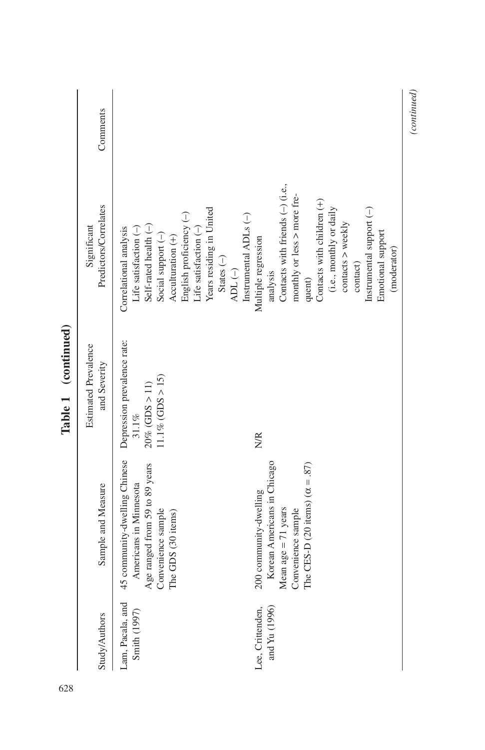**Table 1 (continued)**

| Study/Authors | Sample and Measure | Estimated Prevalence and Severity | Significant Predictors/Correlates | Comments |
|---|---|---|---|---|
| Lam, Pacala, and Smith (1997) | 45 community-dwelling Chinese Americans in Minnesota<br>Age ranged from 59 to 89 years<br>Convenience sample<br>The GDS (30 items) | Depression prevalence rate: 31.1%<br>20% (GDS > 11)<br>11.1% (GDS > 15) | Correlational analysis<br>Life satisfaction (–)<br>Self-rated health (–)<br>Social support (–)<br>Acculturation (+)<br>English proficiency (–)<br>Life satisfaction (–)<br>Years residing in United States (–)<br>ADL (–)<br>Instrumental ADLs (–) | |
| Lee, Crittenden, and Yu (1996) | 200 community-dwelling Korean Americans in Chicago<br>Mean age = 71 years<br>Convenience sample<br>The CES-D (20 items) ($\alpha = .87$) | N/R | Multiple regression analysis<br>Contacts with friends (–) (i.e., monthly or less > more frequent)<br>Contacts with children (+) (i.e., monthly or daily contacts > weekly contact)<br>Instrumental support (–)<br>Emotional support (moderator) | |

*(continued)*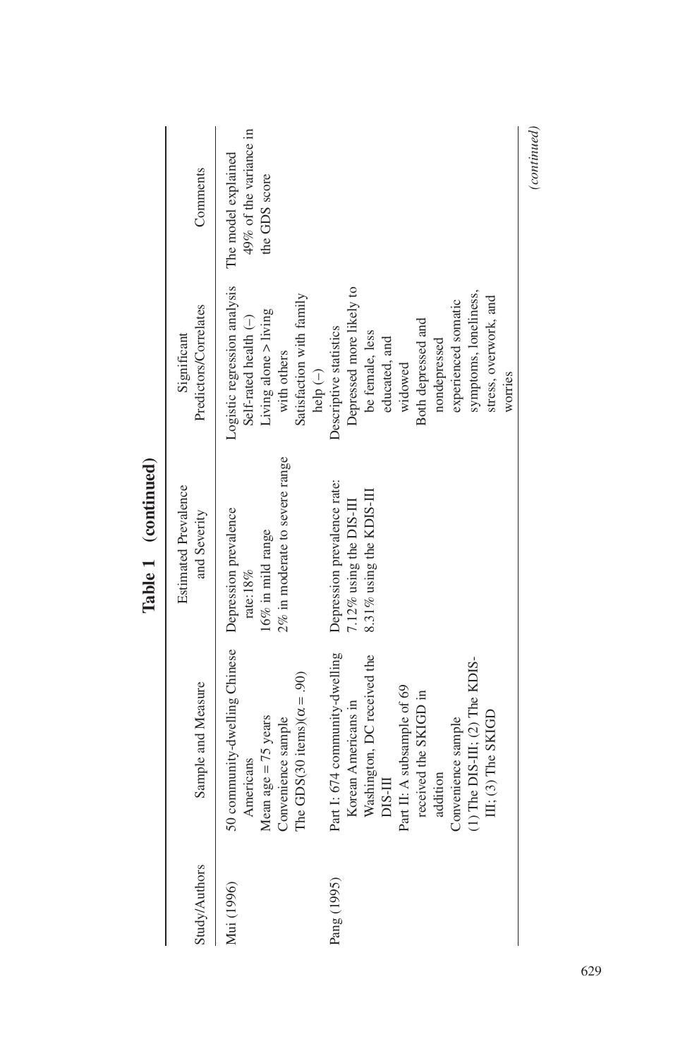**Table 1 (continued)**

| Study/Authors | Sample and Measure | Estimated Prevalence and Severity | Significant Predictors/Correlates | Comments |
|---|---|---|---|---|
| Mui (1996) | 50 community-dwelling Chinese Americans<br>Mean age = 75 years<br>Convenience sample<br>The GDS(30 items)($\alpha$ = .90) | Depression prevalence rate: 18%<br>16% in mild range<br>2% in moderate to severe range | Logistic regression analysis<br>Self-rated health (–)<br>Living alone > living with others<br>Satisfaction with family help (–) | The model explained 49% of the variance in the GDS score |
| Pang (1995) | Part I: 674 community-dwelling Korean Americans in Washington, DC received the DIS-III<br>Part II: A subsample of 69 received the SKIGD in addition<br>Convenience sample<br>(1) The DIS-III; (2) The KDIS-III; (3) The SKIGD | Depression prevalence rate:<br>7.12% using the DIS-III<br>8.31% using the KDIS-III | Descriptive statistics<br>Depressed more likely to be female, less educated, and widowed<br>Both depressed and nondepressed experienced somatic symptoms, loneliness, stress, overwork, and worries | |

*(continued)*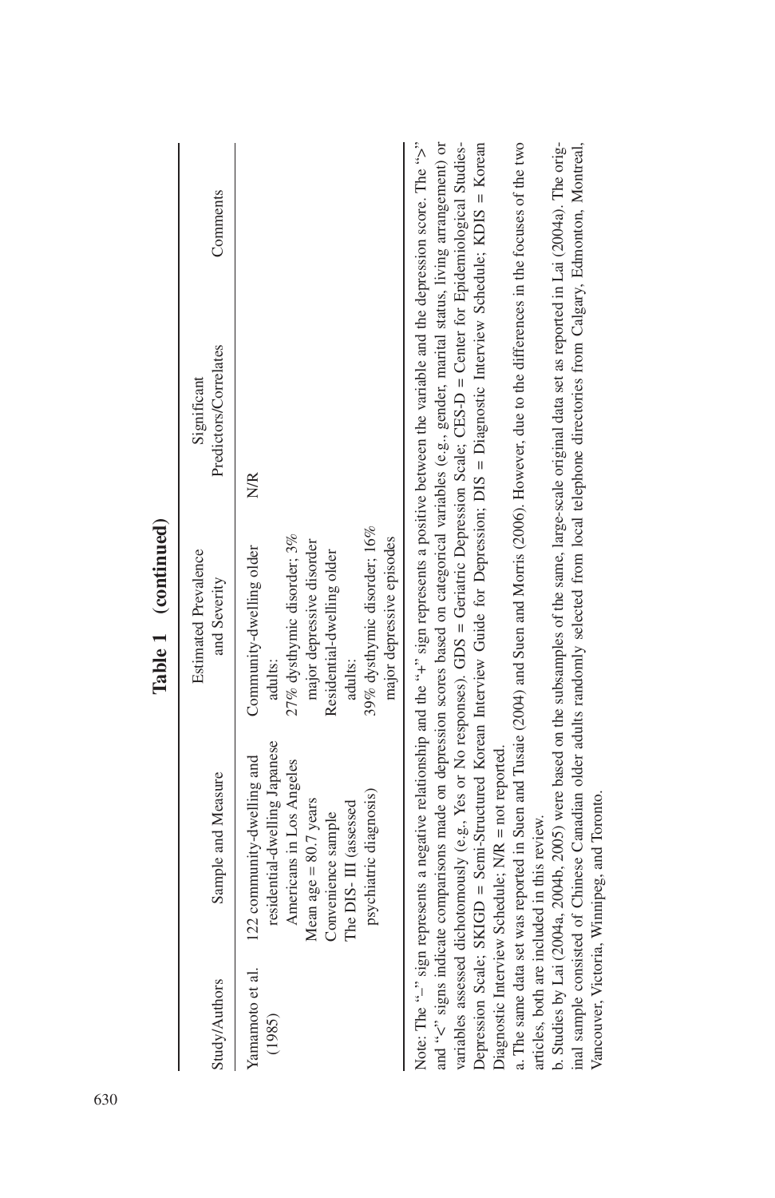**Table 1 (continued)**

| Study/Authors | Sample and Measure | Estimated Prevalence and Severity | Significant Predictors/Correlates | Comments |
|---|---|---|---|---|
| Yamamoto et al. (1985) | 122 community-dwelling and residential-dwelling Japanese Americans in Los Angeles<br>Mean age = 80.7 years<br>Convenience sample<br>The DIS- III (assessed psychiatric diagnosis) | Community-dwelling older adults:<br>27% dysthymic disorder; 3% major depressive disorder<br>Residential-dwelling older adults:<br>39% dysthymic disorder; 16% major depressive episodes | N/R | |

Note: The "–" sign represents a negative relationship and the "+" sign represents a positive between the variable and the depression score. The ">" and "<" signs indicate comparisons made on depression scores based on categorical variables (e.g., gender, marital status, living arrangement) or variables assessed dichotomously (e.g., Yes or No responses). GDS = Geriatric Depression Scale; CES-D = Center for Epidemiological Studies-Depression Scale; SKIGD = Semi-Structured Korean Interview Guide for Depression; DIS = Diagnostic Interview Schedule; KDIS = Korean Diagnostic Interview Schedule; N/R = not reported.

a. The same data set was reported in Suen and Tusaie (2004) and Suen and Morris (2006). However, due to the differences in the focuses of the two articles, both are included in this review.

b. Studies by Lai (2004a, 2004b, 2005) were based on the subsamples of the same, large-scale original data set as reported in Lai (2004a). The original sample consisted of Chinese Canadian older adults randomly selected from local telephone directories from Calgary, Edmonton, Montreal, Vancouver, Victoria, Winnipeg, and Toronto.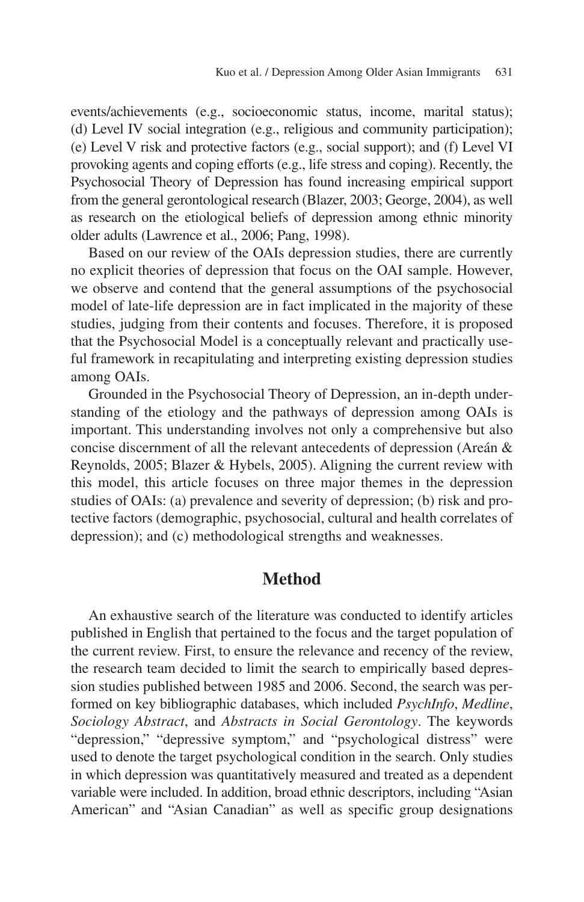events/achievements (e.g., socioeconomic status, income, marital status); (d) Level IV social integration (e.g., religious and community participation); (e) Level V risk and protective factors (e.g., social support); and (f) Level VI provoking agents and coping efforts (e.g., life stress and coping). Recently, the Psychosocial Theory of Depression has found increasing empirical support from the general gerontological research (Blazer, 2003; George, 2004), as well as research on the etiological beliefs of depression among ethnic minority older adults (Lawrence et al., 2006; Pang, 1998).

Based on our review of the OAIs depression studies, there are currently no explicit theories of depression that focus on the OAI sample. However, we observe and contend that the general assumptions of the psychosocial model of late-life depression are in fact implicated in the majority of these studies, judging from their contents and focuses. Therefore, it is proposed that the Psychosocial Model is a conceptually relevant and practically useful framework in recapitulating and interpreting existing depression studies among OAIs.

Grounded in the Psychosocial Theory of Depression, an in-depth understanding of the etiology and the pathways of depression among OAIs is important. This understanding involves not only a comprehensive but also concise discernment of all the relevant antecedents of depression (Areán & Reynolds, 2005; Blazer & Hybels, 2005). Aligning the current review with this model, this article focuses on three major themes in the depression studies of OAIs: (a) prevalence and severity of depression; (b) risk and protective factors (demographic, psychosocial, cultural and health correlates of depression); and (c) methodological strengths and weaknesses.

## Method

An exhaustive search of the literature was conducted to identify articles published in English that pertained to the focus and the target population of the current review. First, to ensure the relevance and recency of the review, the research team decided to limit the search to empirically based depression studies published between 1985 and 2006. Second, the search was performed on key bibliographic databases, which included *PsychInfo*, *Medline*, *Sociology Abstract*, and *Abstracts in Social Gerontology*. The keywords "depression," "depressive symptom," and "psychological distress" were used to denote the target psychological condition in the search. Only studies in which depression was quantitatively measured and treated as a dependent variable were included. In addition, broad ethnic descriptors, including "Asian American" and "Asian Canadian" as well as specific group designations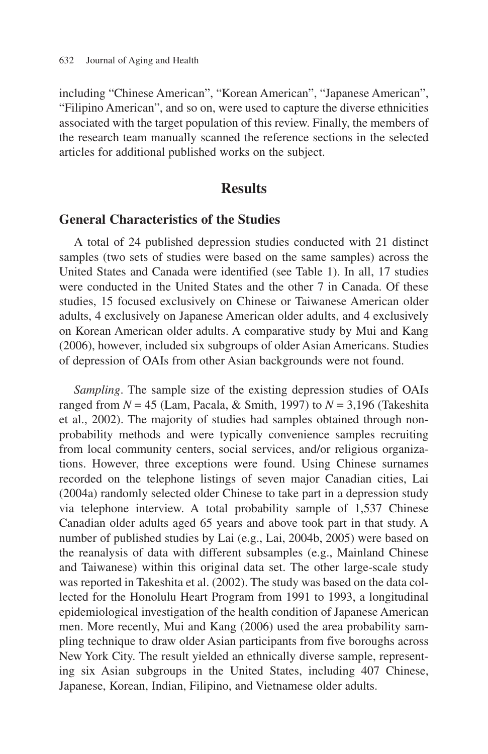including "Chinese American", "Korean American", "Japanese American", "Filipino American", and so on, were used to capture the diverse ethnicities associated with the target population of this review. Finally, the members of the research team manually scanned the reference sections in the selected articles for additional published works on the subject.

## Results

### General Characteristics of the Studies

A total of 24 published depression studies conducted with 21 distinct samples (two sets of studies were based on the same samples) across the United States and Canada were identified (see Table 1). In all, 17 studies were conducted in the United States and the other 7 in Canada. Of these studies, 15 focused exclusively on Chinese or Taiwanese American older adults, 4 exclusively on Japanese American older adults, and 4 exclusively on Korean American older adults. A comparative study by Mui and Kang (2006), however, included six subgroups of older Asian Americans. Studies of depression of OAIs from other Asian backgrounds were not found.

*Sampling*. The sample size of the existing depression studies of OAIs ranged from $N = 45$ (Lam, Pacala, & Smith, 1997) to $N = 3{,}196$ (Takeshita et al., 2002). The majority of studies had samples obtained through non-probability methods and were typically convenience samples recruiting from local community centers, social services, and/or religious organizations. However, three exceptions were found. Using Chinese surnames recorded on the telephone listings of seven major Canadian cities, Lai (2004a) randomly selected older Chinese to take part in a depression study via telephone interview. A total probability sample of 1,537 Chinese Canadian older adults aged 65 years and above took part in that study. A number of published studies by Lai (e.g., Lai, 2004b, 2005) were based on the reanalysis of data with different subsamples (e.g., Mainland Chinese and Taiwanese) within this original data set. The other large-scale study was reported in Takeshita et al. (2002). The study was based on the data collected for the Honolulu Heart Program from 1991 to 1993, a longitudinal epidemiological investigation of the health condition of Japanese American men. More recently, Mui and Kang (2006) used the area probability sampling technique to draw older Asian participants from five boroughs across New York City. The result yielded an ethnically diverse sample, representing six Asian subgroups in the United States, including 407 Chinese, Japanese, Korean, Indian, Filipino, and Vietnamese older adults.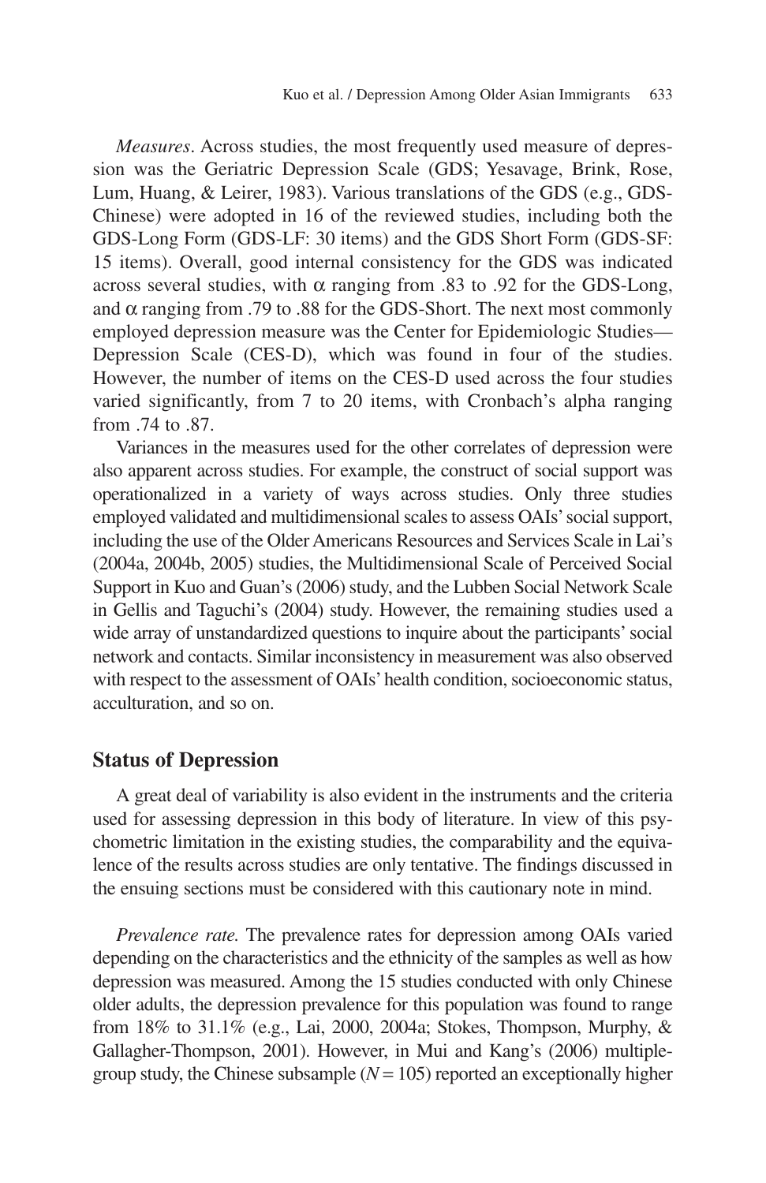*Measures*. Across studies, the most frequently used measure of depression was the Geriatric Depression Scale (GDS; Yesavage, Brink, Rose, Lum, Huang, & Leirer, 1983). Various translations of the GDS (e.g., GDS-Chinese) were adopted in 16 of the reviewed studies, including both the GDS-Long Form (GDS-LF: 30 items) and the GDS Short Form (GDS-SF: 15 items). Overall, good internal consistency for the GDS was indicated across several studies, with $\alpha$ ranging from .83 to .92 for the GDS-Long, and $\alpha$ ranging from .79 to .88 for the GDS-Short. The next most commonly employed depression measure was the Center for Epidemiologic Studies—Depression Scale (CES-D), which was found in four of the studies. However, the number of items on the CES-D used across the four studies varied significantly, from 7 to 20 items, with Cronbach's alpha ranging from .74 to .87.

Variances in the measures used for the other correlates of depression were also apparent across studies. For example, the construct of social support was operationalized in a variety of ways across studies. Only three studies employed validated and multidimensional scales to assess OAIs' social support, including the use of the Older Americans Resources and Services Scale in Lai's (2004a, 2004b, 2005) studies, the Multidimensional Scale of Perceived Social Support in Kuo and Guan's (2006) study, and the Lubben Social Network Scale in Gellis and Taguchi's (2004) study. However, the remaining studies used a wide array of unstandardized questions to inquire about the participants' social network and contacts. Similar inconsistency in measurement was also observed with respect to the assessment of OAIs' health condition, socioeconomic status, acculturation, and so on.

## Status of Depression

A great deal of variability is also evident in the instruments and the criteria used for assessing depression in this body of literature. In view of this psychometric limitation in the existing studies, the comparability and the equivalence of the results across studies are only tentative. The findings discussed in the ensuing sections must be considered with this cautionary note in mind.

*Prevalence rate.* The prevalence rates for depression among OAIs varied depending on the characteristics and the ethnicity of the samples as well as how depression was measured. Among the 15 studies conducted with only Chinese older adults, the depression prevalence for this population was found to range from 18% to 31.1% (e.g., Lai, 2000, 2004a; Stokes, Thompson, Murphy, & Gallagher-Thompson, 2001). However, in Mui and Kang's (2006) multiple-group study, the Chinese subsample ($N = 105$) reported an exceptionally higher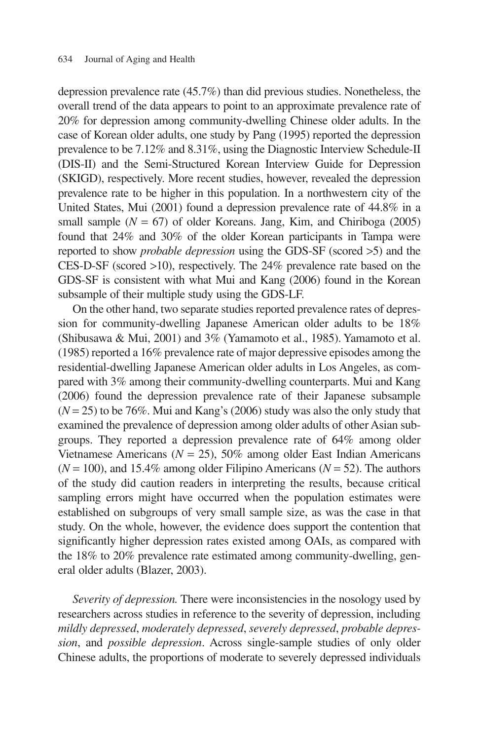depression prevalence rate (45.7%) than did previous studies. Nonetheless, the overall trend of the data appears to point to an approximate prevalence rate of 20% for depression among community-dwelling Chinese older adults. In the case of Korean older adults, one study by Pang (1995) reported the depression prevalence to be 7.12% and 8.31%, using the Diagnostic Interview Schedule-II (DIS-II) and the Semi-Structured Korean Interview Guide for Depression (SKIGD), respectively. More recent studies, however, revealed the depression prevalence rate to be higher in this population. In a northwestern city of the United States, Mui (2001) found a depression prevalence rate of 44.8% in a small sample ($N$ = 67) of older Koreans. Jang, Kim, and Chiriboga (2005) found that 24% and 30% of the older Korean participants in Tampa were reported to show *probable depression* using the GDS-SF (scored >5) and the CES-D-SF (scored >10), respectively. The 24% prevalence rate based on the GDS-SF is consistent with what Mui and Kang (2006) found in the Korean subsample of their multiple study using the GDS-LF.

On the other hand, two separate studies reported prevalence rates of depression for community-dwelling Japanese American older adults to be 18% (Shibusawa & Mui, 2001) and 3% (Yamamoto et al., 1985). Yamamoto et al. (1985) reported a 16% prevalence rate of major depressive episodes among the residential-dwelling Japanese American older adults in Los Angeles, as compared with 3% among their community-dwelling counterparts. Mui and Kang (2006) found the depression prevalence rate of their Japanese subsample ($N$ = 25) to be 76%. Mui and Kang's (2006) study was also the only study that examined the prevalence of depression among older adults of other Asian subgroups. They reported a depression prevalence rate of 64% among older Vietnamese Americans ($N$ = 25), 50% among older East Indian Americans ($N$ = 100), and 15.4% among older Filipino Americans ($N$ = 52). The authors of the study did caution readers in interpreting the results, because critical sampling errors might have occurred when the population estimates were established on subgroups of very small sample size, as was the case in that study. On the whole, however, the evidence does support the contention that significantly higher depression rates existed among OAIs, as compared with the 18% to 20% prevalence rate estimated among community-dwelling, general older adults (Blazer, 2003).

*Severity of depression.* There were inconsistencies in the nosology used by researchers across studies in reference to the severity of depression, including *mildly depressed*, *moderately depressed*, *severely depressed*, *probable depression*, and *possible depression*. Across single-sample studies of only older Chinese adults, the proportions of moderate to severely depressed individuals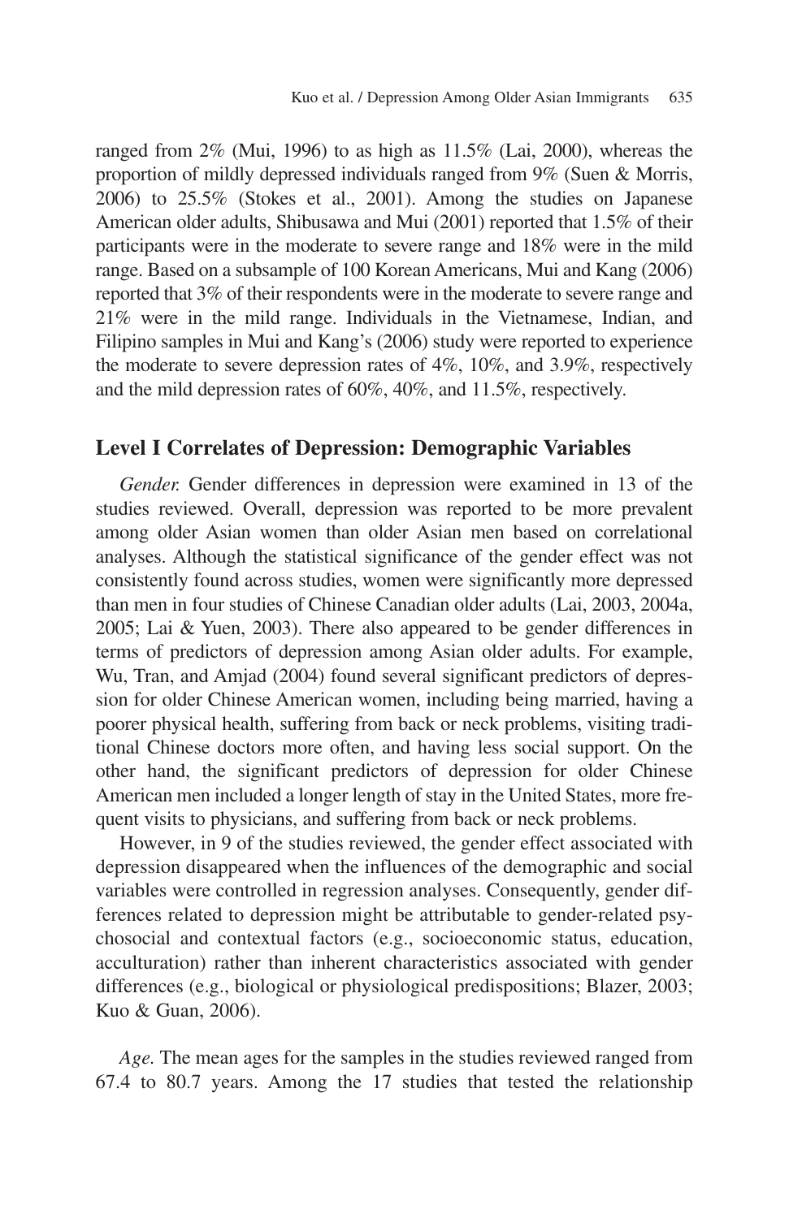ranged from 2% (Mui, 1996) to as high as 11.5% (Lai, 2000), whereas the proportion of mildly depressed individuals ranged from 9% (Suen & Morris, 2006) to 25.5% (Stokes et al., 2001). Among the studies on Japanese American older adults, Shibusawa and Mui (2001) reported that 1.5% of their participants were in the moderate to severe range and 18% were in the mild range. Based on a subsample of 100 Korean Americans, Mui and Kang (2006) reported that 3% of their respondents were in the moderate to severe range and 21% were in the mild range. Individuals in the Vietnamese, Indian, and Filipino samples in Mui and Kang's (2006) study were reported to experience the moderate to severe depression rates of 4%, 10%, and 3.9%, respectively and the mild depression rates of 60%, 40%, and 11.5%, respectively.

## Level I Correlates of Depression: Demographic Variables

*Gender.* Gender differences in depression were examined in 13 of the studies reviewed. Overall, depression was reported to be more prevalent among older Asian women than older Asian men based on correlational analyses. Although the statistical significance of the gender effect was not consistently found across studies, women were significantly more depressed than men in four studies of Chinese Canadian older adults (Lai, 2003, 2004a, 2005; Lai & Yuen, 2003). There also appeared to be gender differences in terms of predictors of depression among Asian older adults. For example, Wu, Tran, and Amjad (2004) found several significant predictors of depression for older Chinese American women, including being married, having a poorer physical health, suffering from back or neck problems, visiting traditional Chinese doctors more often, and having less social support. On the other hand, the significant predictors of depression for older Chinese American men included a longer length of stay in the United States, more frequent visits to physicians, and suffering from back or neck problems.

However, in 9 of the studies reviewed, the gender effect associated with depression disappeared when the influences of the demographic and social variables were controlled in regression analyses. Consequently, gender differences related to depression might be attributable to gender-related psychosocial and contextual factors (e.g., socioeconomic status, education, acculturation) rather than inherent characteristics associated with gender differences (e.g., biological or physiological predispositions; Blazer, 2003; Kuo & Guan, 2006).

*Age.* The mean ages for the samples in the studies reviewed ranged from 67.4 to 80.7 years. Among the 17 studies that tested the relationship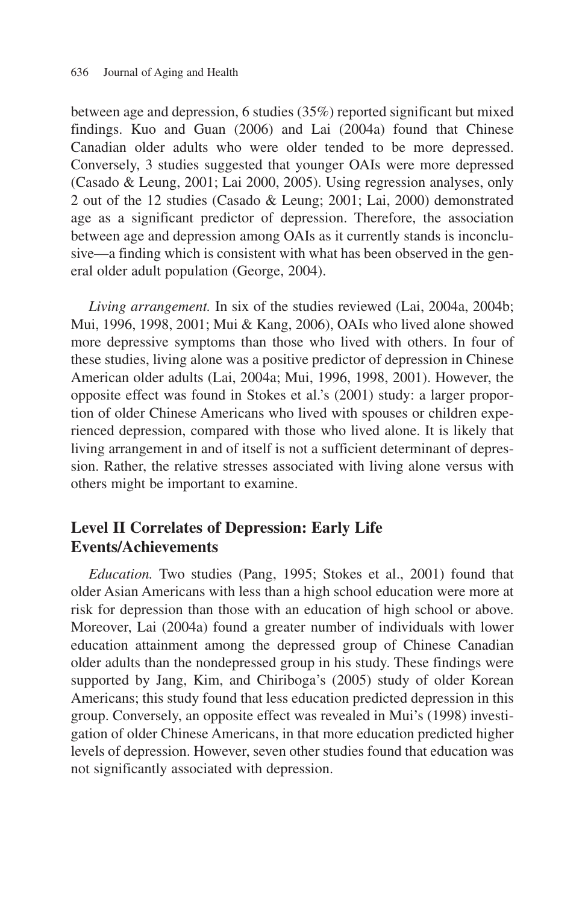between age and depression, 6 studies (35%) reported significant but mixed findings. Kuo and Guan (2006) and Lai (2004a) found that Chinese Canadian older adults who were older tended to be more depressed. Conversely, 3 studies suggested that younger OAIs were more depressed (Casado & Leung, 2001; Lai 2000, 2005). Using regression analyses, only 2 out of the 12 studies (Casado & Leung; 2001; Lai, 2000) demonstrated age as a significant predictor of depression. Therefore, the association between age and depression among OAIs as it currently stands is inconclusive—a finding which is consistent with what has been observed in the general older adult population (George, 2004).

*Living arrangement.* In six of the studies reviewed (Lai, 2004a, 2004b; Mui, 1996, 1998, 2001; Mui & Kang, 2006), OAIs who lived alone showed more depressive symptoms than those who lived with others. In four of these studies, living alone was a positive predictor of depression in Chinese American older adults (Lai, 2004a; Mui, 1996, 1998, 2001). However, the opposite effect was found in Stokes et al.'s (2001) study: a larger proportion of older Chinese Americans who lived with spouses or children experienced depression, compared with those who lived alone. It is likely that living arrangement in and of itself is not a sufficient determinant of depression. Rather, the relative stresses associated with living alone versus with others might be important to examine.

## Level II Correlates of Depression: Early Life Events/Achievements

*Education.* Two studies (Pang, 1995; Stokes et al., 2001) found that older Asian Americans with less than a high school education were more at risk for depression than those with an education of high school or above. Moreover, Lai (2004a) found a greater number of individuals with lower education attainment among the depressed group of Chinese Canadian older adults than the nondepressed group in his study. These findings were supported by Jang, Kim, and Chiriboga's (2005) study of older Korean Americans; this study found that less education predicted depression in this group. Conversely, an opposite effect was revealed in Mui's (1998) investigation of older Chinese Americans, in that more education predicted higher levels of depression. However, seven other studies found that education was not significantly associated with depression.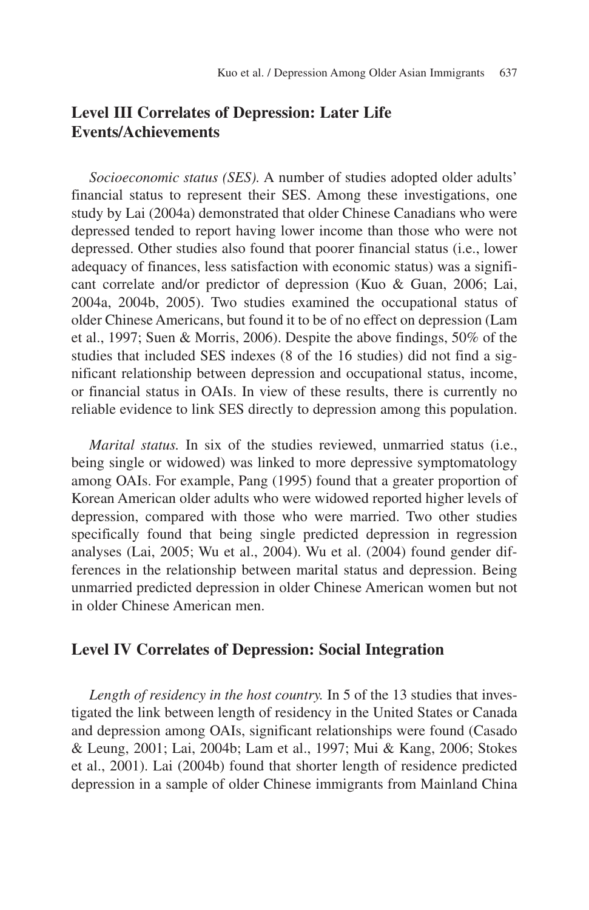## Level III Correlates of Depression: Later Life Events/Achievements

*Socioeconomic status (SES).* A number of studies adopted older adults' financial status to represent their SES. Among these investigations, one study by Lai (2004a) demonstrated that older Chinese Canadians who were depressed tended to report having lower income than those who were not depressed. Other studies also found that poorer financial status (i.e., lower adequacy of finances, less satisfaction with economic status) was a significant correlate and/or predictor of depression (Kuo & Guan, 2006; Lai, 2004a, 2004b, 2005). Two studies examined the occupational status of older Chinese Americans, but found it to be of no effect on depression (Lam et al., 1997; Suen & Morris, 2006). Despite the above findings, 50% of the studies that included SES indexes (8 of the 16 studies) did not find a significant relationship between depression and occupational status, income, or financial status in OAIs. In view of these results, there is currently no reliable evidence to link SES directly to depression among this population.

*Marital status.* In six of the studies reviewed, unmarried status (i.e., being single or widowed) was linked to more depressive symptomatology among OAIs. For example, Pang (1995) found that a greater proportion of Korean American older adults who were widowed reported higher levels of depression, compared with those who were married. Two other studies specifically found that being single predicted depression in regression analyses (Lai, 2005; Wu et al., 2004). Wu et al. (2004) found gender differences in the relationship between marital status and depression. Being unmarried predicted depression in older Chinese American women but not in older Chinese American men.

## Level IV Correlates of Depression: Social Integration

*Length of residency in the host country.* In 5 of the 13 studies that investigated the link between length of residency in the United States or Canada and depression among OAIs, significant relationships were found (Casado & Leung, 2001; Lai, 2004b; Lam et al., 1997; Mui & Kang, 2006; Stokes et al., 2001). Lai (2004b) found that shorter length of residence predicted depression in a sample of older Chinese immigrants from Mainland China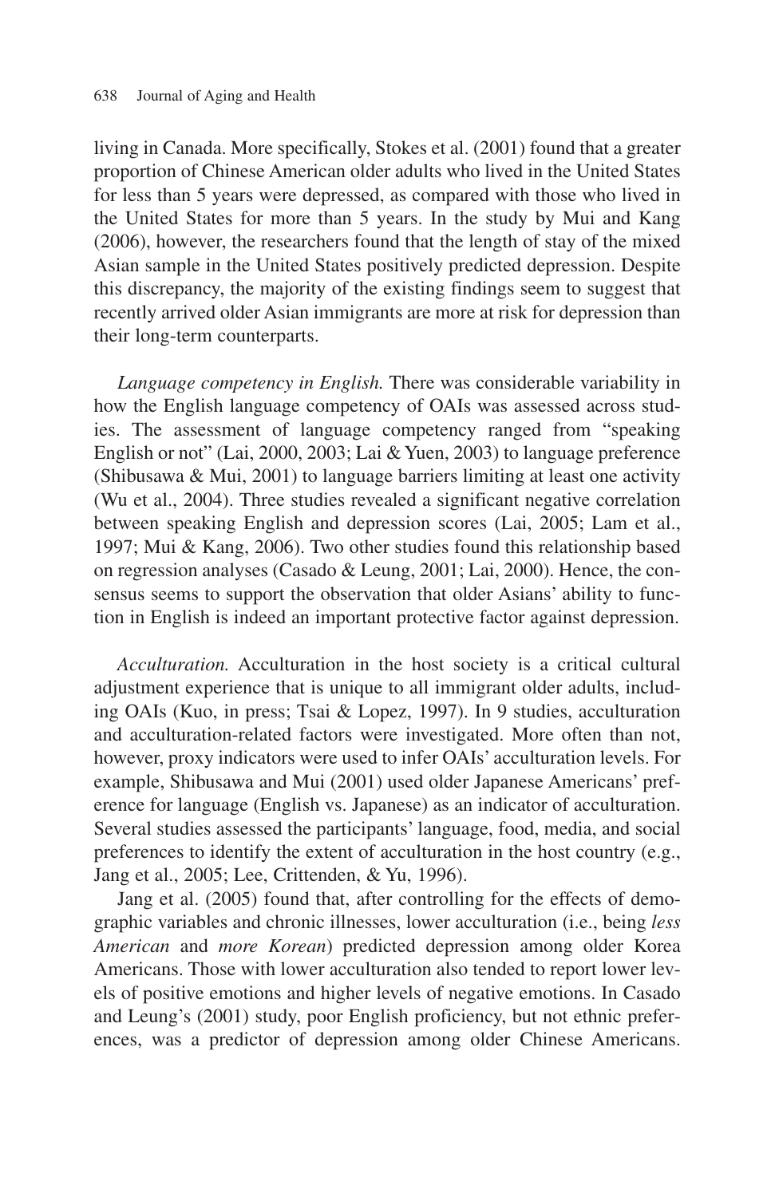living in Canada. More specifically, Stokes et al. (2001) found that a greater proportion of Chinese American older adults who lived in the United States for less than 5 years were depressed, as compared with those who lived in the United States for more than 5 years. In the study by Mui and Kang (2006), however, the researchers found that the length of stay of the mixed Asian sample in the United States positively predicted depression. Despite this discrepancy, the majority of the existing findings seem to suggest that recently arrived older Asian immigrants are more at risk for depression than their long-term counterparts.

*Language competency in English.* There was considerable variability in how the English language competency of OAIs was assessed across studies. The assessment of language competency ranged from "speaking English or not" (Lai, 2000, 2003; Lai & Yuen, 2003) to language preference (Shibusawa & Mui, 2001) to language barriers limiting at least one activity (Wu et al., 2004). Three studies revealed a significant negative correlation between speaking English and depression scores (Lai, 2005; Lam et al., 1997; Mui & Kang, 2006). Two other studies found this relationship based on regression analyses (Casado & Leung, 2001; Lai, 2000). Hence, the consensus seems to support the observation that older Asians' ability to function in English is indeed an important protective factor against depression.

*Acculturation.* Acculturation in the host society is a critical cultural adjustment experience that is unique to all immigrant older adults, including OAIs (Kuo, in press; Tsai & Lopez, 1997). In 9 studies, acculturation and acculturation-related factors were investigated. More often than not, however, proxy indicators were used to infer OAIs' acculturation levels. For example, Shibusawa and Mui (2001) used older Japanese Americans' preference for language (English vs. Japanese) as an indicator of acculturation. Several studies assessed the participants' language, food, media, and social preferences to identify the extent of acculturation in the host country (e.g., Jang et al., 2005; Lee, Crittenden, & Yu, 1996).

Jang et al. (2005) found that, after controlling for the effects of demographic variables and chronic illnesses, lower acculturation (i.e., being *less American* and *more Korean*) predicted depression among older Korea Americans. Those with lower acculturation also tended to report lower levels of positive emotions and higher levels of negative emotions. In Casado and Leung's (2001) study, poor English proficiency, but not ethnic preferences, was a predictor of depression among older Chinese Americans.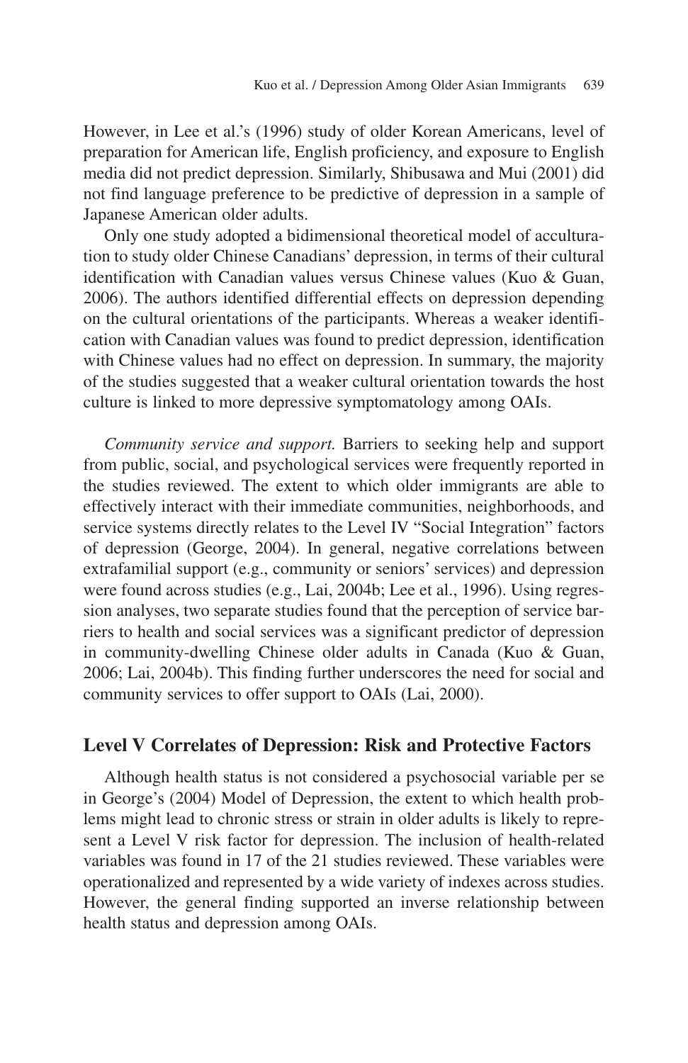However, in Lee et al.'s (1996) study of older Korean Americans, level of preparation for American life, English proficiency, and exposure to English media did not predict depression. Similarly, Shibusawa and Mui (2001) did not find language preference to be predictive of depression in a sample of Japanese American older adults.

Only one study adopted a bidimensional theoretical model of acculturation to study older Chinese Canadians' depression, in terms of their cultural identification with Canadian values versus Chinese values (Kuo & Guan, 2006). The authors identified differential effects on depression depending on the cultural orientations of the participants. Whereas a weaker identification with Canadian values was found to predict depression, identification with Chinese values had no effect on depression. In summary, the majority of the studies suggested that a weaker cultural orientation towards the host culture is linked to more depressive symptomatology among OAIs.

*Community service and support.* Barriers to seeking help and support from public, social, and psychological services were frequently reported in the studies reviewed. The extent to which older immigrants are able to effectively interact with their immediate communities, neighborhoods, and service systems directly relates to the Level IV "Social Integration" factors of depression (George, 2004). In general, negative correlations between extrafamilial support (e.g., community or seniors' services) and depression were found across studies (e.g., Lai, 2004b; Lee et al., 1996). Using regression analyses, two separate studies found that the perception of service barriers to health and social services was a significant predictor of depression in community-dwelling Chinese older adults in Canada (Kuo & Guan, 2006; Lai, 2004b). This finding further underscores the need for social and community services to offer support to OAIs (Lai, 2000).

## Level V Correlates of Depression: Risk and Protective Factors

Although health status is not considered a psychosocial variable per se in George's (2004) Model of Depression, the extent to which health problems might lead to chronic stress or strain in older adults is likely to represent a Level V risk factor for depression. The inclusion of health-related variables was found in 17 of the 21 studies reviewed. These variables were operationalized and represented by a wide variety of indexes across studies. However, the general finding supported an inverse relationship between health status and depression among OAIs.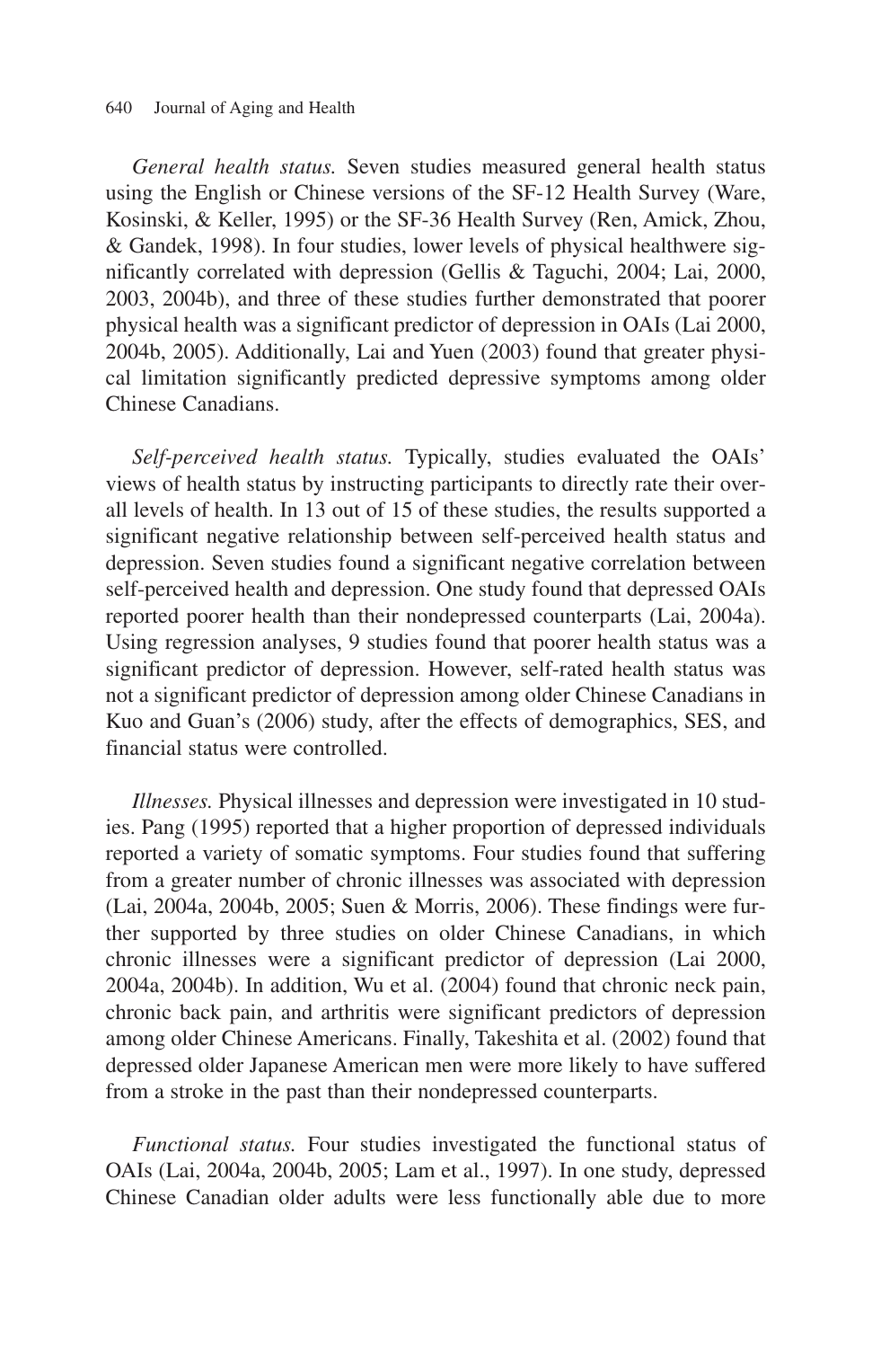*General health status.* Seven studies measured general health status using the English or Chinese versions of the SF-12 Health Survey (Ware, Kosinski, & Keller, 1995) or the SF-36 Health Survey (Ren, Amick, Zhou, & Gandek, 1998). In four studies, lower levels of physical healthwere significantly correlated with depression (Gellis & Taguchi, 2004; Lai, 2000, 2003, 2004b), and three of these studies further demonstrated that poorer physical health was a significant predictor of depression in OAIs (Lai 2000, 2004b, 2005). Additionally, Lai and Yuen (2003) found that greater physical limitation significantly predicted depressive symptoms among older Chinese Canadians.

*Self-perceived health status.* Typically, studies evaluated the OAIs' views of health status by instructing participants to directly rate their overall levels of health. In 13 out of 15 of these studies, the results supported a significant negative relationship between self-perceived health status and depression. Seven studies found a significant negative correlation between self-perceived health and depression. One study found that depressed OAIs reported poorer health than their nondepressed counterparts (Lai, 2004a). Using regression analyses, 9 studies found that poorer health status was a significant predictor of depression. However, self-rated health status was not a significant predictor of depression among older Chinese Canadians in Kuo and Guan's (2006) study, after the effects of demographics, SES, and financial status were controlled.

*Illnesses.* Physical illnesses and depression were investigated in 10 studies. Pang (1995) reported that a higher proportion of depressed individuals reported a variety of somatic symptoms. Four studies found that suffering from a greater number of chronic illnesses was associated with depression (Lai, 2004a, 2004b, 2005; Suen & Morris, 2006). These findings were further supported by three studies on older Chinese Canadians, in which chronic illnesses were a significant predictor of depression (Lai 2000, 2004a, 2004b). In addition, Wu et al. (2004) found that chronic neck pain, chronic back pain, and arthritis were significant predictors of depression among older Chinese Americans. Finally, Takeshita et al. (2002) found that depressed older Japanese American men were more likely to have suffered from a stroke in the past than their nondepressed counterparts.

*Functional status.* Four studies investigated the functional status of OAIs (Lai, 2004a, 2004b, 2005; Lam et al., 1997). In one study, depressed Chinese Canadian older adults were less functionally able due to more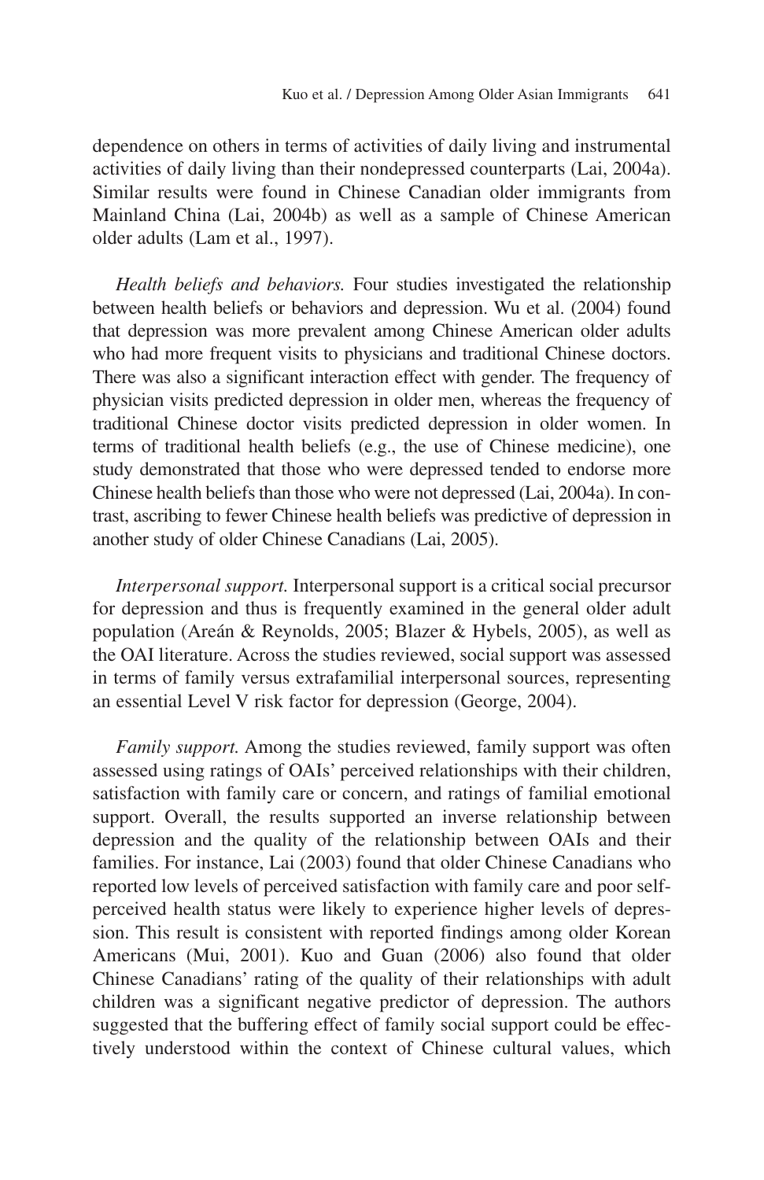dependence on others in terms of activities of daily living and instrumental activities of daily living than their nondepressed counterparts (Lai, 2004a). Similar results were found in Chinese Canadian older immigrants from Mainland China (Lai, 2004b) as well as a sample of Chinese American older adults (Lam et al., 1997).

*Health beliefs and behaviors.* Four studies investigated the relationship between health beliefs or behaviors and depression. Wu et al. (2004) found that depression was more prevalent among Chinese American older adults who had more frequent visits to physicians and traditional Chinese doctors. There was also a significant interaction effect with gender. The frequency of physician visits predicted depression in older men, whereas the frequency of traditional Chinese doctor visits predicted depression in older women. In terms of traditional health beliefs (e.g., the use of Chinese medicine), one study demonstrated that those who were depressed tended to endorse more Chinese health beliefs than those who were not depressed (Lai, 2004a). In contrast, ascribing to fewer Chinese health beliefs was predictive of depression in another study of older Chinese Canadians (Lai, 2005).

*Interpersonal support.* Interpersonal support is a critical social precursor for depression and thus is frequently examined in the general older adult population (Areán & Reynolds, 2005; Blazer & Hybels, 2005), as well as the OAI literature. Across the studies reviewed, social support was assessed in terms of family versus extrafamilial interpersonal sources, representing an essential Level V risk factor for depression (George, 2004).

*Family support.* Among the studies reviewed, family support was often assessed using ratings of OAIs' perceived relationships with their children, satisfaction with family care or concern, and ratings of familial emotional support. Overall, the results supported an inverse relationship between depression and the quality of the relationship between OAIs and their families. For instance, Lai (2003) found that older Chinese Canadians who reported low levels of perceived satisfaction with family care and poor self-perceived health status were likely to experience higher levels of depression. This result is consistent with reported findings among older Korean Americans (Mui, 2001). Kuo and Guan (2006) also found that older Chinese Canadians' rating of the quality of their relationships with adult children was a significant negative predictor of depression. The authors suggested that the buffering effect of family social support could be effectively understood within the context of Chinese cultural values, which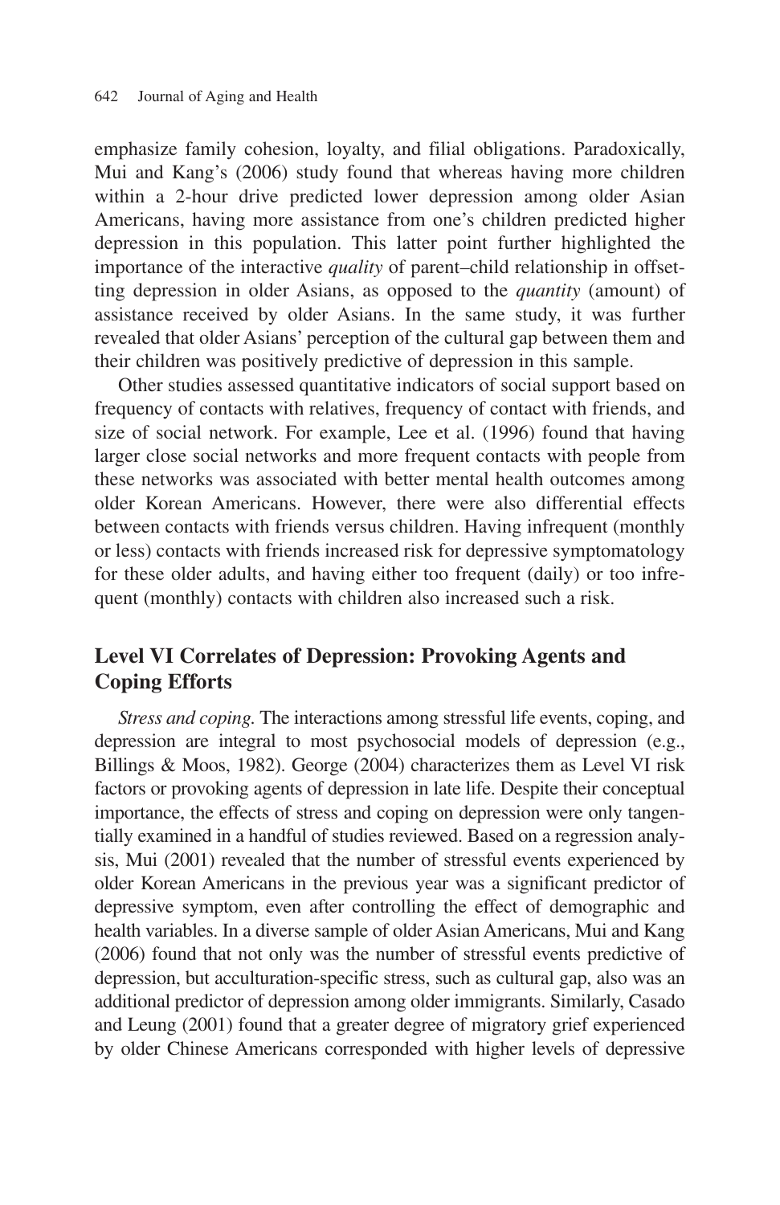emphasize family cohesion, loyalty, and filial obligations. Paradoxically, Mui and Kang's (2006) study found that whereas having more children within a 2-hour drive predicted lower depression among older Asian Americans, having more assistance from one's children predicted higher depression in this population. This latter point further highlighted the importance of the interactive *quality* of parent–child relationship in offsetting depression in older Asians, as opposed to the *quantity* (amount) of assistance received by older Asians. In the same study, it was further revealed that older Asians' perception of the cultural gap between them and their children was positively predictive of depression in this sample.

Other studies assessed quantitative indicators of social support based on frequency of contacts with relatives, frequency of contact with friends, and size of social network. For example, Lee et al. (1996) found that having larger close social networks and more frequent contacts with people from these networks was associated with better mental health outcomes among older Korean Americans. However, there were also differential effects between contacts with friends versus children. Having infrequent (monthly or less) contacts with friends increased risk for depressive symptomatology for these older adults, and having either too frequent (daily) or too infrequent (monthly) contacts with children also increased such a risk.

## Level VI Correlates of Depression: Provoking Agents and Coping Efforts

*Stress and coping.* The interactions among stressful life events, coping, and depression are integral to most psychosocial models of depression (e.g., Billings & Moos, 1982). George (2004) characterizes them as Level VI risk factors or provoking agents of depression in late life. Despite their conceptual importance, the effects of stress and coping on depression were only tangentially examined in a handful of studies reviewed. Based on a regression analysis, Mui (2001) revealed that the number of stressful events experienced by older Korean Americans in the previous year was a significant predictor of depressive symptom, even after controlling the effect of demographic and health variables. In a diverse sample of older Asian Americans, Mui and Kang (2006) found that not only was the number of stressful events predictive of depression, but acculturation-specific stress, such as cultural gap, also was an additional predictor of depression among older immigrants. Similarly, Casado and Leung (2001) found that a greater degree of migratory grief experienced by older Chinese Americans corresponded with higher levels of depressive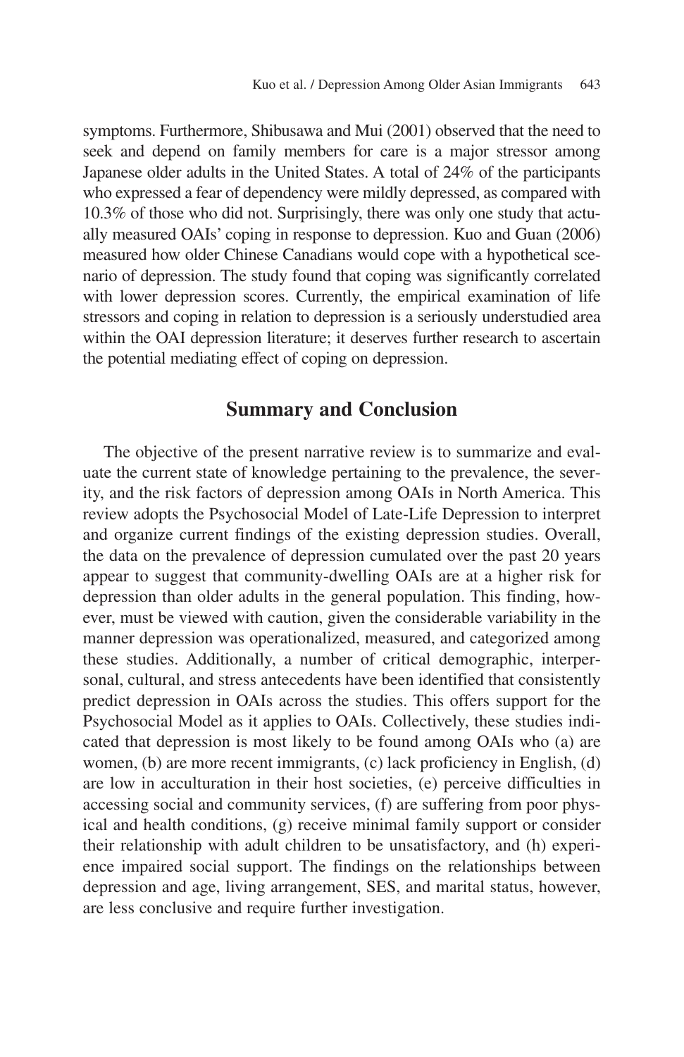symptoms. Furthermore, Shibusawa and Mui (2001) observed that the need to seek and depend on family members for care is a major stressor among Japanese older adults in the United States. A total of 24% of the participants who expressed a fear of dependency were mildly depressed, as compared with 10.3% of those who did not. Surprisingly, there was only one study that actually measured OAIs' coping in response to depression. Kuo and Guan (2006) measured how older Chinese Canadians would cope with a hypothetical scenario of depression. The study found that coping was significantly correlated with lower depression scores. Currently, the empirical examination of life stressors and coping in relation to depression is a seriously understudied area within the OAI depression literature; it deserves further research to ascertain the potential mediating effect of coping on depression.

## Summary and Conclusion

The objective of the present narrative review is to summarize and evaluate the current state of knowledge pertaining to the prevalence, the severity, and the risk factors of depression among OAIs in North America. This review adopts the Psychosocial Model of Late-Life Depression to interpret and organize current findings of the existing depression studies. Overall, the data on the prevalence of depression cumulated over the past 20 years appear to suggest that community-dwelling OAIs are at a higher risk for depression than older adults in the general population. This finding, however, must be viewed with caution, given the considerable variability in the manner depression was operationalized, measured, and categorized among these studies. Additionally, a number of critical demographic, interpersonal, cultural, and stress antecedents have been identified that consistently predict depression in OAIs across the studies. This offers support for the Psychosocial Model as it applies to OAIs. Collectively, these studies indicated that depression is most likely to be found among OAIs who (a) are women, (b) are more recent immigrants, (c) lack proficiency in English, (d) are low in acculturation in their host societies, (e) perceive difficulties in accessing social and community services, (f) are suffering from poor physical and health conditions, (g) receive minimal family support or consider their relationship with adult children to be unsatisfactory, and (h) experience impaired social support. The findings on the relationships between depression and age, living arrangement, SES, and marital status, however, are less conclusive and require further investigation.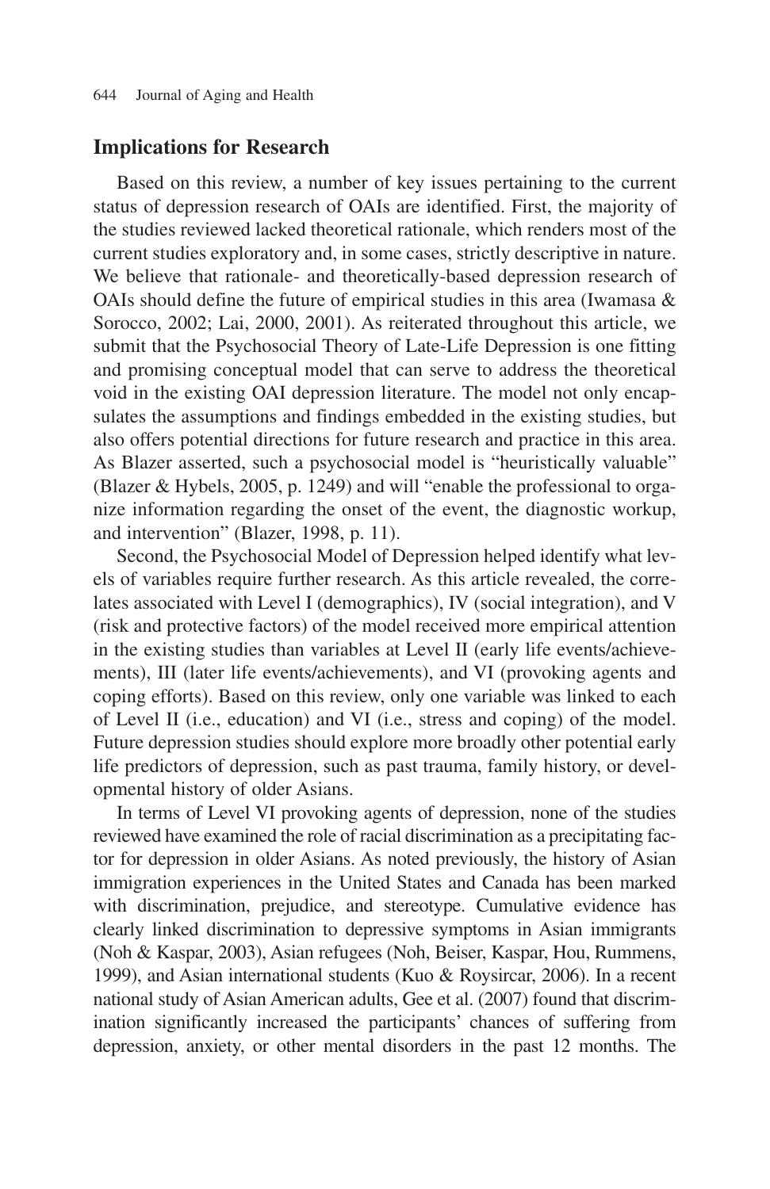## Implications for Research

Based on this review, a number of key issues pertaining to the current status of depression research of OAIs are identified. First, the majority of the studies reviewed lacked theoretical rationale, which renders most of the current studies exploratory and, in some cases, strictly descriptive in nature. We believe that rationale- and theoretically-based depression research of OAIs should define the future of empirical studies in this area (Iwamasa & Sorocco, 2002; Lai, 2000, 2001). As reiterated throughout this article, we submit that the Psychosocial Theory of Late-Life Depression is one fitting and promising conceptual model that can serve to address the theoretical void in the existing OAI depression literature. The model not only encapsulates the assumptions and findings embedded in the existing studies, but also offers potential directions for future research and practice in this area. As Blazer asserted, such a psychosocial model is "heuristically valuable" (Blazer & Hybels, 2005, p. 1249) and will "enable the professional to organize information regarding the onset of the event, the diagnostic workup, and intervention" (Blazer, 1998, p. 11).

Second, the Psychosocial Model of Depression helped identify what levels of variables require further research. As this article revealed, the correlates associated with Level I (demographics), IV (social integration), and V (risk and protective factors) of the model received more empirical attention in the existing studies than variables at Level II (early life events/achievements), III (later life events/achievements), and VI (provoking agents and coping efforts). Based on this review, only one variable was linked to each of Level II (i.e., education) and VI (i.e., stress and coping) of the model. Future depression studies should explore more broadly other potential early life predictors of depression, such as past trauma, family history, or developmental history of older Asians.

In terms of Level VI provoking agents of depression, none of the studies reviewed have examined the role of racial discrimination as a precipitating factor for depression in older Asians. As noted previously, the history of Asian immigration experiences in the United States and Canada has been marked with discrimination, prejudice, and stereotype. Cumulative evidence has clearly linked discrimination to depressive symptoms in Asian immigrants (Noh & Kaspar, 2003), Asian refugees (Noh, Beiser, Kaspar, Hou, Rummens, 1999), and Asian international students (Kuo & Roysircar, 2006). In a recent national study of Asian American adults, Gee et al. (2007) found that discrimination significantly increased the participants' chances of suffering from depression, anxiety, or other mental disorders in the past 12 months. The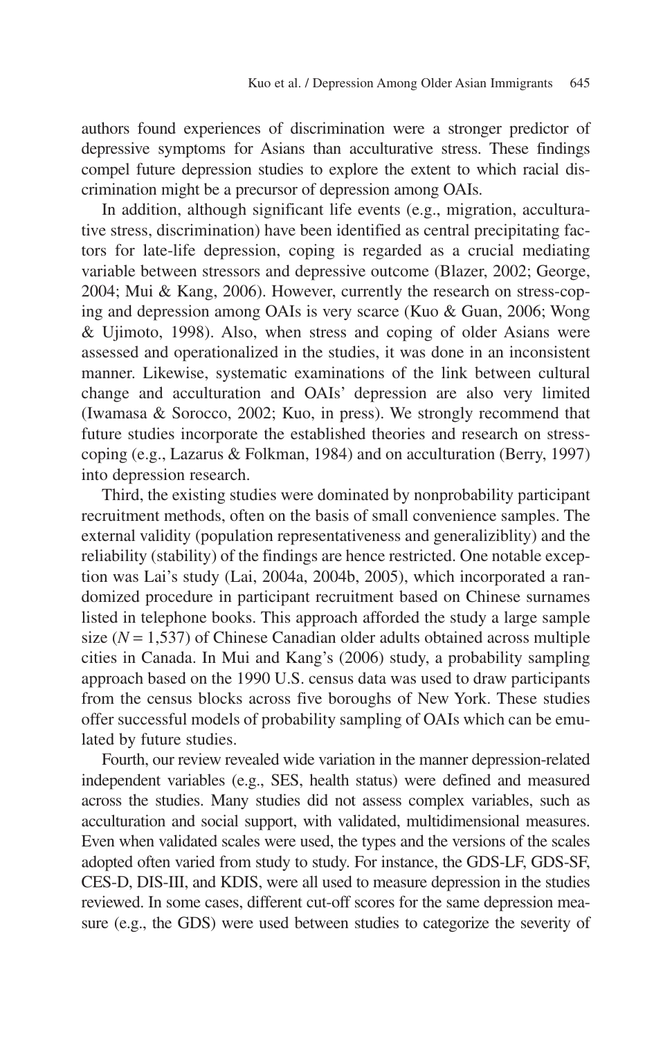authors found experiences of discrimination were a stronger predictor of depressive symptoms for Asians than acculturative stress. These findings compel future depression studies to explore the extent to which racial discrimination might be a precursor of depression among OAIs.

In addition, although significant life events (e.g., migration, acculturative stress, discrimination) have been identified as central precipitating factors for late-life depression, coping is regarded as a crucial mediating variable between stressors and depressive outcome (Blazer, 2002; George, 2004; Mui & Kang, 2006). However, currently the research on stress-coping and depression among OAIs is very scarce (Kuo & Guan, 2006; Wong & Ujimoto, 1998). Also, when stress and coping of older Asians were assessed and operationalized in the studies, it was done in an inconsistent manner. Likewise, systematic examinations of the link between cultural change and acculturation and OAIs' depression are also very limited (Iwamasa & Sorocco, 2002; Kuo, in press). We strongly recommend that future studies incorporate the established theories and research on stress-coping (e.g., Lazarus & Folkman, 1984) and on acculturation (Berry, 1997) into depression research.

Third, the existing studies were dominated by nonprobability participant recruitment methods, often on the basis of small convenience samples. The external validity (population representativeness and generaliziblity) and the reliability (stability) of the findings are hence restricted. One notable exception was Lai's study (Lai, 2004a, 2004b, 2005), which incorporated a randomized procedure in participant recruitment based on Chinese surnames listed in telephone books. This approach afforded the study a large sample size ($N = 1{,}537$) of Chinese Canadian older adults obtained across multiple cities in Canada. In Mui and Kang's (2006) study, a probability sampling approach based on the 1990 U.S. census data was used to draw participants from the census blocks across five boroughs of New York. These studies offer successful models of probability sampling of OAIs which can be emulated by future studies.

Fourth, our review revealed wide variation in the manner depression-related independent variables (e.g., SES, health status) were defined and measured across the studies. Many studies did not assess complex variables, such as acculturation and social support, with validated, multidimensional measures. Even when validated scales were used, the types and the versions of the scales adopted often varied from study to study. For instance, the GDS-LF, GDS-SF, CES-D, DIS-III, and KDIS, were all used to measure depression in the studies reviewed. In some cases, different cut-off scores for the same depression measure (e.g., the GDS) were used between studies to categorize the severity of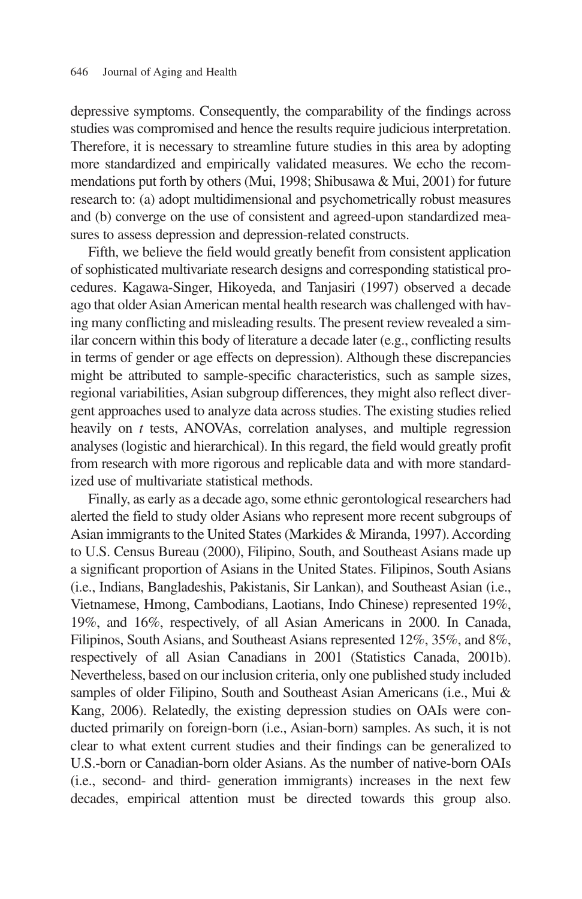depressive symptoms. Consequently, the comparability of the findings across studies was compromised and hence the results require judicious interpretation. Therefore, it is necessary to streamline future studies in this area by adopting more standardized and empirically validated measures. We echo the recommendations put forth by others (Mui, 1998; Shibusawa & Mui, 2001) for future research to: (a) adopt multidimensional and psychometrically robust measures and (b) converge on the use of consistent and agreed-upon standardized measures to assess depression and depression-related constructs.

Fifth, we believe the field would greatly benefit from consistent application of sophisticated multivariate research designs and corresponding statistical procedures. Kagawa-Singer, Hikoyeda, and Tanjasiri (1997) observed a decade ago that older Asian American mental health research was challenged with having many conflicting and misleading results. The present review revealed a similar concern within this body of literature a decade later (e.g., conflicting results in terms of gender or age effects on depression). Although these discrepancies might be attributed to sample-specific characteristics, such as sample sizes, regional variabilities, Asian subgroup differences, they might also reflect divergent approaches used to analyze data across studies. The existing studies relied heavily on *t* tests, ANOVAs, correlation analyses, and multiple regression analyses (logistic and hierarchical). In this regard, the field would greatly profit from research with more rigorous and replicable data and with more standardized use of multivariate statistical methods.

Finally, as early as a decade ago, some ethnic gerontological researchers had alerted the field to study older Asians who represent more recent subgroups of Asian immigrants to the United States (Markides & Miranda, 1997). According to U.S. Census Bureau (2000), Filipino, South, and Southeast Asians made up a significant proportion of Asians in the United States. Filipinos, South Asians (i.e., Indians, Bangladeshis, Pakistanis, Sir Lankan), and Southeast Asian (i.e., Vietnamese, Hmong, Cambodians, Laotians, Indo Chinese) represented 19%, 19%, and 16%, respectively, of all Asian Americans in 2000. In Canada, Filipinos, South Asians, and Southeast Asians represented 12%, 35%, and 8%, respectively of all Asian Canadians in 2001 (Statistics Canada, 2001b). Nevertheless, based on our inclusion criteria, only one published study included samples of older Filipino, South and Southeast Asian Americans (i.e., Mui & Kang, 2006). Relatedly, the existing depression studies on OAIs were conducted primarily on foreign-born (i.e., Asian-born) samples. As such, it is not clear to what extent current studies and their findings can be generalized to U.S.-born or Canadian-born older Asians. As the number of native-born OAIs (i.e., second- and third- generation immigrants) increases in the next few decades, empirical attention must be directed towards this group also.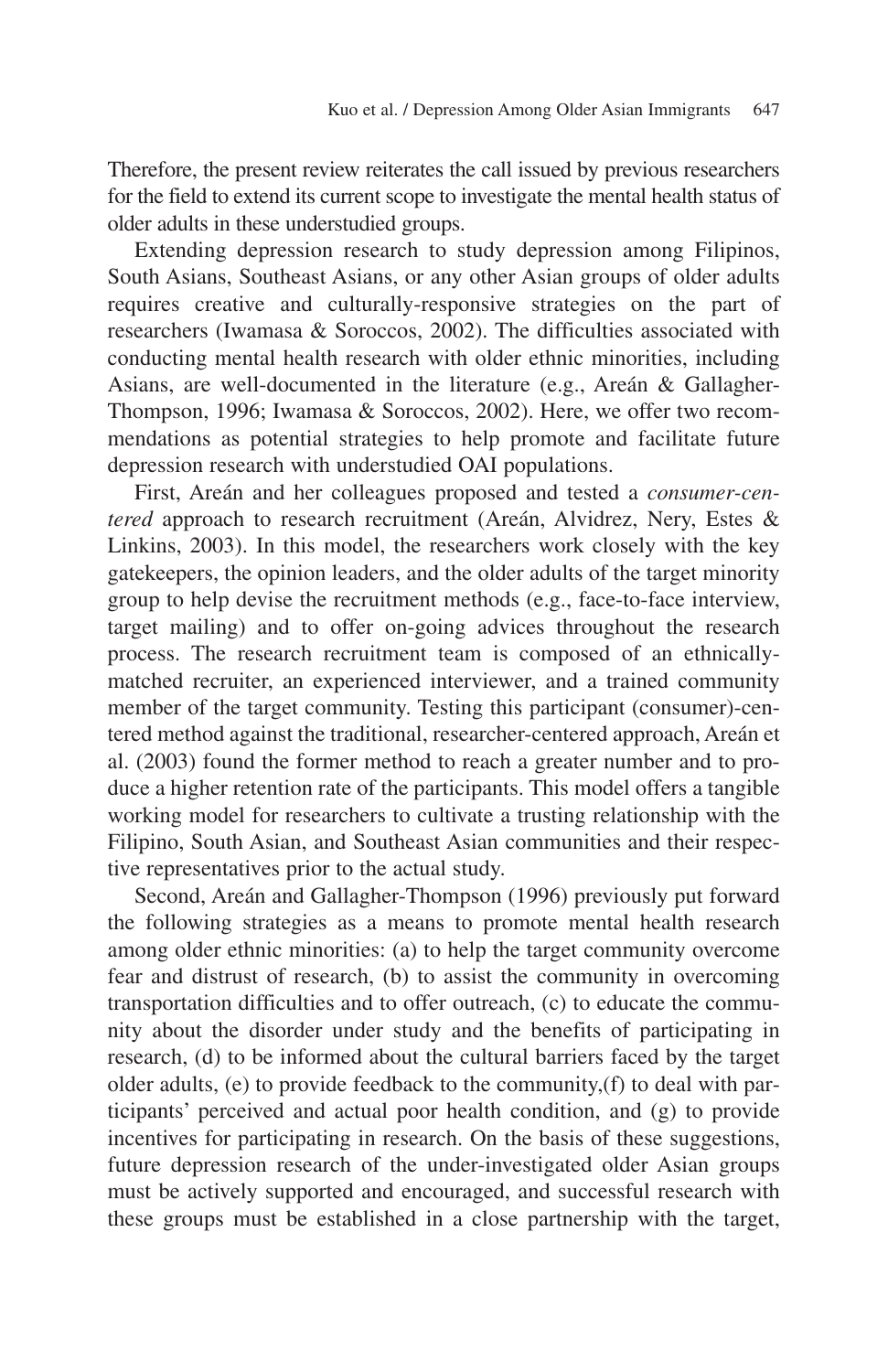Therefore, the present review reiterates the call issued by previous researchers for the field to extend its current scope to investigate the mental health status of older adults in these understudied groups.

Extending depression research to study depression among Filipinos, South Asians, Southeast Asians, or any other Asian groups of older adults requires creative and culturally-responsive strategies on the part of researchers (Iwamasa & Soroccos, 2002). The difficulties associated with conducting mental health research with older ethnic minorities, including Asians, are well-documented in the literature (e.g., Areán & Gallagher-Thompson, 1996; Iwamasa & Soroccos, 2002). Here, we offer two recommendations as potential strategies to help promote and facilitate future depression research with understudied OAI populations.

First, Areán and her colleagues proposed and tested a *consumer-centered* approach to research recruitment (Areán, Alvidrez, Nery, Estes & Linkins, 2003). In this model, the researchers work closely with the key gatekeepers, the opinion leaders, and the older adults of the target minority group to help devise the recruitment methods (e.g., face-to-face interview, target mailing) and to offer on-going advices throughout the research process. The research recruitment team is composed of an ethnically-matched recruiter, an experienced interviewer, and a trained community member of the target community. Testing this participant (consumer)-centered method against the traditional, researcher-centered approach, Areán et al. (2003) found the former method to reach a greater number and to produce a higher retention rate of the participants. This model offers a tangible working model for researchers to cultivate a trusting relationship with the Filipino, South Asian, and Southeast Asian communities and their respective representatives prior to the actual study.

Second, Areán and Gallagher-Thompson (1996) previously put forward the following strategies as a means to promote mental health research among older ethnic minorities: (a) to help the target community overcome fear and distrust of research, (b) to assist the community in overcoming transportation difficulties and to offer outreach, (c) to educate the community about the disorder under study and the benefits of participating in research, (d) to be informed about the cultural barriers faced by the target older adults, (e) to provide feedback to the community,(f) to deal with participants' perceived and actual poor health condition, and (g) to provide incentives for participating in research. On the basis of these suggestions, future depression research of the under-investigated older Asian groups must be actively supported and encouraged, and successful research with these groups must be established in a close partnership with the target,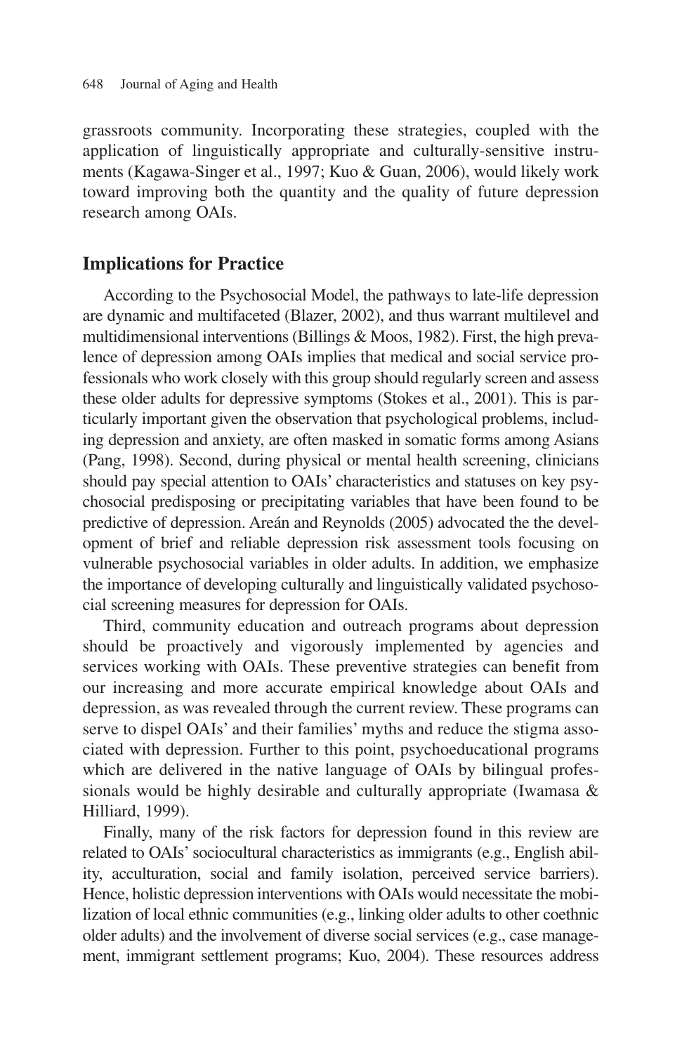grassroots community. Incorporating these strategies, coupled with the application of linguistically appropriate and culturally-sensitive instruments (Kagawa-Singer et al., 1997; Kuo & Guan, 2006), would likely work toward improving both the quantity and the quality of future depression research among OAIs.

## Implications for Practice

According to the Psychosocial Model, the pathways to late-life depression are dynamic and multifaceted (Blazer, 2002), and thus warrant multilevel and multidimensional interventions (Billings & Moos, 1982). First, the high prevalence of depression among OAIs implies that medical and social service professionals who work closely with this group should regularly screen and assess these older adults for depressive symptoms (Stokes et al., 2001). This is particularly important given the observation that psychological problems, including depression and anxiety, are often masked in somatic forms among Asians (Pang, 1998). Second, during physical or mental health screening, clinicians should pay special attention to OAIs' characteristics and statuses on key psychosocial predisposing or precipitating variables that have been found to be predictive of depression. Areán and Reynolds (2005) advocated the the development of brief and reliable depression risk assessment tools focusing on vulnerable psychosocial variables in older adults. In addition, we emphasize the importance of developing culturally and linguistically validated psychosocial screening measures for depression for OAIs.

Third, community education and outreach programs about depression should be proactively and vigorously implemented by agencies and services working with OAIs. These preventive strategies can benefit from our increasing and more accurate empirical knowledge about OAIs and depression, as was revealed through the current review. These programs can serve to dispel OAIs' and their families' myths and reduce the stigma associated with depression. Further to this point, psychoeducational programs which are delivered in the native language of OAIs by bilingual professionals would be highly desirable and culturally appropriate (Iwamasa & Hilliard, 1999).

Finally, many of the risk factors for depression found in this review are related to OAIs' sociocultural characteristics as immigrants (e.g., English ability, acculturation, social and family isolation, perceived service barriers). Hence, holistic depression interventions with OAIs would necessitate the mobilization of local ethnic communities (e.g., linking older adults to other coethnic older adults) and the involvement of diverse social services (e.g., case management, immigrant settlement programs; Kuo, 2004). These resources address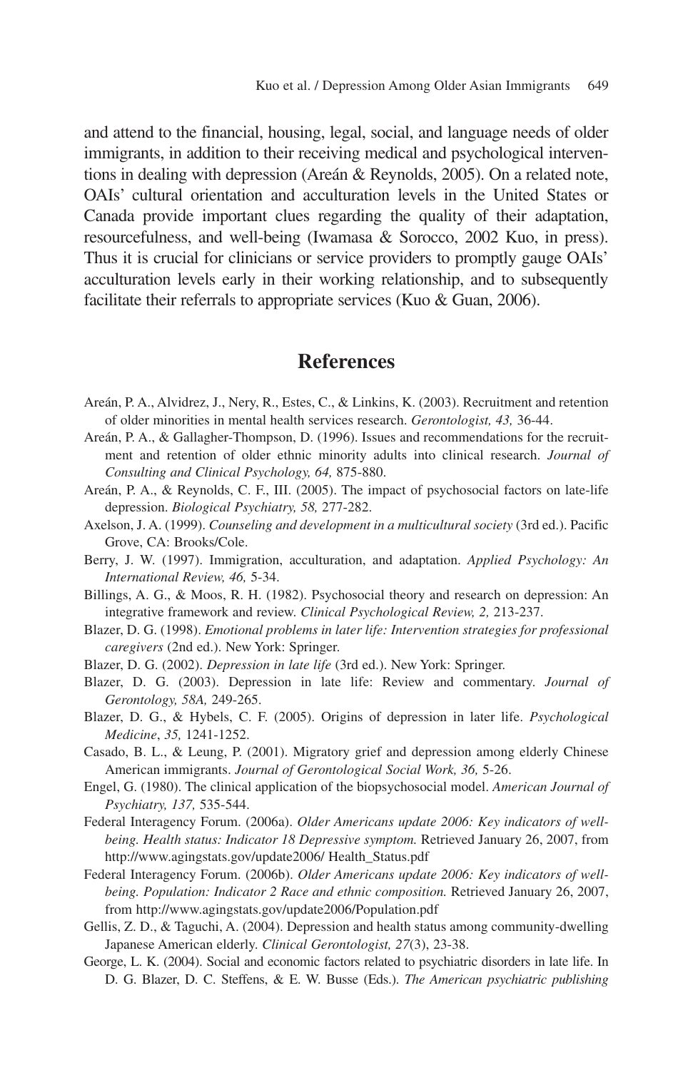and attend to the financial, housing, legal, social, and language needs of older immigrants, in addition to their receiving medical and psychological interventions in dealing with depression (Areán & Reynolds, 2005). On a related note, OAIs' cultural orientation and acculturation levels in the United States or Canada provide important clues regarding the quality of their adaptation, resourcefulness, and well-being (Iwamasa & Sorocco, 2002 Kuo, in press). Thus it is crucial for clinicians or service providers to promptly gauge OAIs' acculturation levels early in their working relationship, and to subsequently facilitate their referrals to appropriate services (Kuo & Guan, 2006).

## References

Areán, P. A., Alvidrez, J., Nery, R., Estes, C., & Linkins, K. (2003). Recruitment and retention of older minorities in mental health services research. *Gerontologist, 43,* 36-44.

Areán, P. A., & Gallagher-Thompson, D. (1996). Issues and recommendations for the recruitment and retention of older ethnic minority adults into clinical research. *Journal of Consulting and Clinical Psychology, 64,* 875-880.

Areán, P. A., & Reynolds, C. F., III. (2005). The impact of psychosocial factors on late-life depression. *Biological Psychiatry, 58,* 277-282.

Axelson, J. A. (1999). *Counseling and development in a multicultural society* (3rd ed.). Pacific Grove, CA: Brooks/Cole.

Berry, J. W. (1997). Immigration, acculturation, and adaptation. *Applied Psychology: An International Review, 46,* 5-34.

Billings, A. G., & Moos, R. H. (1982). Psychosocial theory and research on depression: An integrative framework and review. *Clinical Psychological Review, 2,* 213-237.

Blazer, D. G. (1998). *Emotional problems in later life: Intervention strategies for professional caregivers* (2nd ed.). New York: Springer.

Blazer, D. G. (2002). *Depression in late life* (3rd ed.). New York: Springer.

Blazer, D. G. (2003). Depression in late life: Review and commentary. *Journal of Gerontology, 58A,* 249-265.

Blazer, D. G., & Hybels, C. F. (2005). Origins of depression in later life. *Psychological Medicine*, *35,* 1241-1252.

Casado, B. L., & Leung, P. (2001). Migratory grief and depression among elderly Chinese American immigrants. *Journal of Gerontological Social Work, 36,* 5-26.

Engel, G. (1980). The clinical application of the biopsychosocial model. *American Journal of Psychiatry, 137,* 535-544.

Federal Interagency Forum. (2006a). *Older Americans update 2006: Key indicators of well-being. Health status: Indicator 18 Depressive symptom.* Retrieved January 26, 2007, from http://www.agingstats.gov/update2006/ Health_Status.pdf

Federal Interagency Forum. (2006b). *Older Americans update 2006: Key indicators of well-being. Population: Indicator 2 Race and ethnic composition.* Retrieved January 26, 2007, from http://www.agingstats.gov/update2006/Population.pdf

Gellis, Z. D., & Taguchi, A. (2004). Depression and health status among community-dwelling Japanese American elderly. *Clinical Gerontologist, 27*(3), 23-38.

George, L. K. (2004). Social and economic factors related to psychiatric disorders in late life. In D. G. Blazer, D. C. Steffens, & E. W. Busse (Eds.). *The American psychiatric publishing*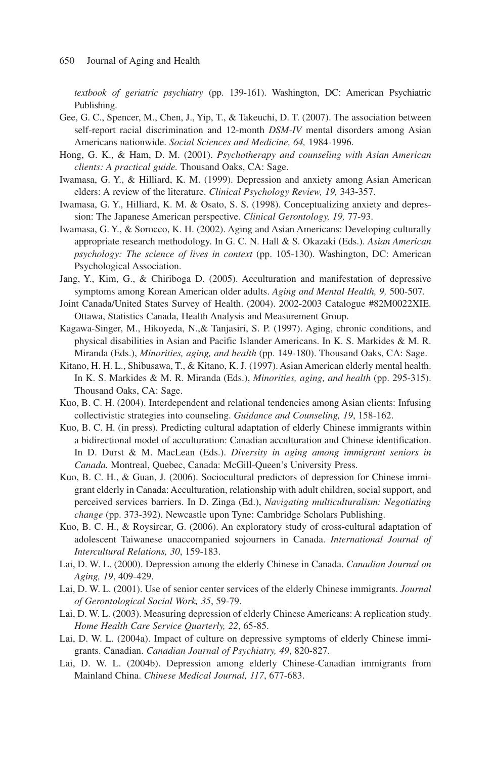*textbook of geriatric psychiatry* (pp. 139-161). Washington, DC: American Psychiatric Publishing.

Gee, G. C., Spencer, M., Chen, J., Yip, T., & Takeuchi, D. T. (2007). The association between self-report racial discrimination and 12-month *DSM-IV* mental disorders among Asian Americans nationwide. *Social Sciences and Medicine, 64,* 1984-1996.

Hong, G. K., & Ham, D. M. (2001). *Psychotherapy and counseling with Asian American clients: A practical guide.* Thousand Oaks, CA: Sage.

Iwamasa, G. Y., & Hilliard, K. M. (1999). Depression and anxiety among Asian American elders: A review of the literature. *Clinical Psychology Review, 19,* 343-357.

Iwamasa, G. Y., Hilliard, K. M. & Osato, S. S. (1998). Conceptualizing anxiety and depression: The Japanese American perspective. *Clinical Gerontology, 19,* 77-93.

Iwamasa, G. Y., & Sorocco, K. H. (2002). Aging and Asian Americans: Developing culturally appropriate research methodology. In G. C. N. Hall & S. Okazaki (Eds.). *Asian American psychology: The science of lives in context* (pp. 105-130). Washington, DC: American Psychological Association.

Jang, Y., Kim, G., & Chiriboga D. (2005). Acculturation and manifestation of depressive symptoms among Korean American older adults. *Aging and Mental Health, 9,* 500-507.

Joint Canada/United States Survey of Health. (2004). 2002-2003 Catalogue #82M0022XIE. Ottawa, Statistics Canada, Health Analysis and Measurement Group.

Kagawa-Singer, M., Hikoyeda, N.,& Tanjasiri, S. P. (1997). Aging, chronic conditions, and physical disabilities in Asian and Pacific Islander Americans. In K. S. Markides & M. R. Miranda (Eds.), *Minorities, aging, and health* (pp. 149-180). Thousand Oaks, CA: Sage.

Kitano, H. H. L., Shibusawa, T., & Kitano, K. J. (1997). Asian American elderly mental health. In K. S. Markides & M. R. Miranda (Eds.), *Minorities, aging, and health* (pp. 295-315). Thousand Oaks, CA: Sage.

Kuo, B. C. H. (2004). Interdependent and relational tendencies among Asian clients: Infusing collectivistic strategies into counseling. *Guidance and Counseling, 19*, 158-162.

Kuo, B. C. H. (in press). Predicting cultural adaptation of elderly Chinese immigrants within a bidirectional model of acculturation: Canadian acculturation and Chinese identification. In D. Durst & M. MacLean (Eds.). *Diversity in aging among immigrant seniors in Canada.* Montreal, Quebec, Canada: McGill-Queen's University Press.

Kuo, B. C. H., & Guan, J. (2006). Sociocultural predictors of depression for Chinese immigrant elderly in Canada: Acculturation, relationship with adult children, social support, and perceived services barriers. In D. Zinga (Ed.), *Navigating multiculturalism: Negotiating change* (pp. 373-392). Newcastle upon Tyne: Cambridge Scholars Publishing.

Kuo, B. C. H., & Roysircar, G. (2006). An exploratory study of cross-cultural adaptation of adolescent Taiwanese unaccompanied sojourners in Canada. *International Journal of Intercultural Relations, 30*, 159-183.

Lai, D. W. L. (2000). Depression among the elderly Chinese in Canada. *Canadian Journal on Aging, 19*, 409-429.

Lai, D. W. L. (2001). Use of senior center services of the elderly Chinese immigrants. *Journal of Gerontological Social Work, 35*, 59-79.

Lai, D. W. L. (2003). Measuring depression of elderly Chinese Americans: A replication study. *Home Health Care Service Quarterly, 22*, 65-85.

Lai, D. W. L. (2004a). Impact of culture on depressive symptoms of elderly Chinese immigrants. Canadian. *Canadian Journal of Psychiatry, 49*, 820-827.

Lai, D. W. L. (2004b). Depression among elderly Chinese-Canadian immigrants from Mainland China. *Chinese Medical Journal, 117*, 677-683.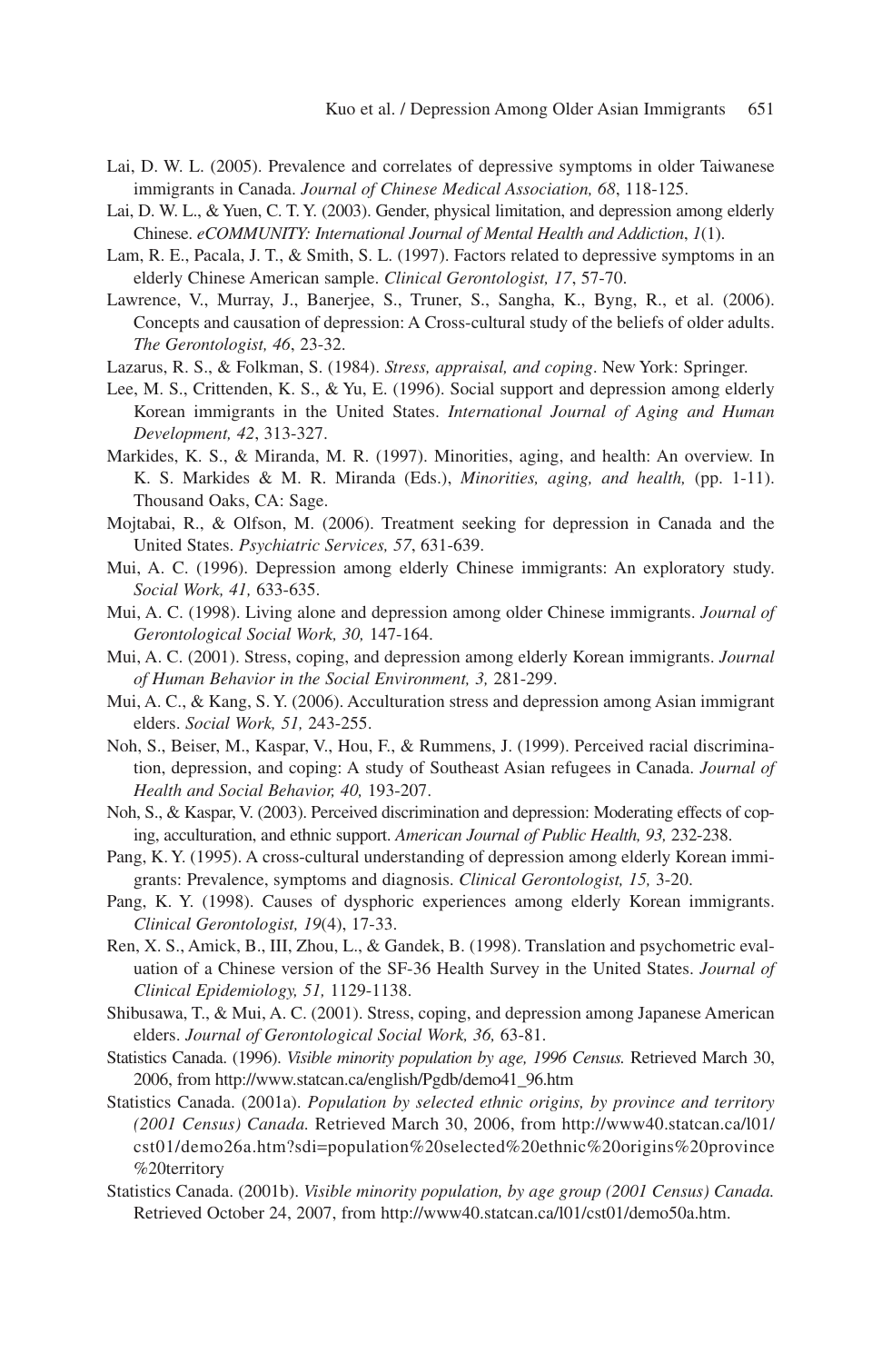Lai, D. W. L. (2005). Prevalence and correlates of depressive symptoms in older Taiwanese immigrants in Canada. *Journal of Chinese Medical Association, 68*, 118-125.

Lai, D. W. L., & Yuen, C. T. Y. (2003). Gender, physical limitation, and depression among elderly Chinese. *eCOMMUNITY: International Journal of Mental Health and Addiction*, *1*(1).

Lam, R. E., Pacala, J. T., & Smith, S. L. (1997). Factors related to depressive symptoms in an elderly Chinese American sample. *Clinical Gerontologist, 17*, 57-70.

Lawrence, V., Murray, J., Banerjee, S., Truner, S., Sangha, K., Byng, R., et al. (2006). Concepts and causation of depression: A Cross-cultural study of the beliefs of older adults. *The Gerontologist, 46*, 23-32.

Lazarus, R. S., & Folkman, S. (1984). *Stress, appraisal, and coping*. New York: Springer.

Lee, M. S., Crittenden, K. S., & Yu, E. (1996). Social support and depression among elderly Korean immigrants in the United States. *International Journal of Aging and Human Development, 42*, 313-327.

Markides, K. S., & Miranda, M. R. (1997). Minorities, aging, and health: An overview. In K. S. Markides & M. R. Miranda (Eds.), *Minorities, aging, and health,* (pp. 1-11). Thousand Oaks, CA: Sage.

Mojtabai, R., & Olfson, M. (2006). Treatment seeking for depression in Canada and the United States. *Psychiatric Services, 57*, 631-639.

Mui, A. C. (1996). Depression among elderly Chinese immigrants: An exploratory study. *Social Work, 41,* 633-635.

Mui, A. C. (1998). Living alone and depression among older Chinese immigrants. *Journal of Gerontological Social Work, 30,* 147-164.

Mui, A. C. (2001). Stress, coping, and depression among elderly Korean immigrants. *Journal of Human Behavior in the Social Environment, 3,* 281-299.

Mui, A. C., & Kang, S. Y. (2006). Acculturation stress and depression among Asian immigrant elders. *Social Work, 51,* 243-255.

Noh, S., Beiser, M., Kaspar, V., Hou, F., & Rummens, J. (1999). Perceived racial discrimination, depression, and coping: A study of Southeast Asian refugees in Canada. *Journal of Health and Social Behavior, 40,* 193-207.

Noh, S., & Kaspar, V. (2003). Perceived discrimination and depression: Moderating effects of coping, acculturation, and ethnic support. *American Journal of Public Health, 93,* 232-238.

Pang, K. Y. (1995). A cross-cultural understanding of depression among elderly Korean immigrants: Prevalence, symptoms and diagnosis. *Clinical Gerontologist, 15,* 3-20.

Pang, K. Y. (1998). Causes of dysphoric experiences among elderly Korean immigrants. *Clinical Gerontologist, 19*(4), 17-33.

Ren, X. S., Amick, B., III, Zhou, L., & Gandek, B. (1998). Translation and psychometric evaluation of a Chinese version of the SF-36 Health Survey in the United States. *Journal of Clinical Epidemiology, 51,* 1129-1138.

Shibusawa, T., & Mui, A. C. (2001). Stress, coping, and depression among Japanese American elders. *Journal of Gerontological Social Work, 36,* 63-81.

Statistics Canada. (1996). *Visible minority population by age, 1996 Census.* Retrieved March 30, 2006, from http://www.statcan.ca/english/Pgdb/demo41_96.htm

Statistics Canada. (2001a). *Population by selected ethnic origins, by province and territory (2001 Census) Canada.* Retrieved March 30, 2006, from http://www40.statcan.ca/l01/cst01/demo26a.htm?sdi=population%20selected%20ethnic%20origins%20province%20territory

Statistics Canada. (2001b). *Visible minority population, by age group (2001 Census) Canada.* Retrieved October 24, 2007, from http://www40.statcan.ca/l01/cst01/demo50a.htm.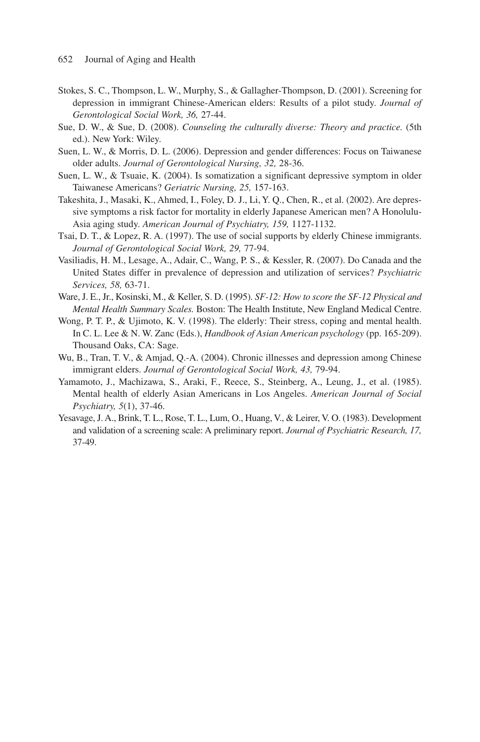Stokes, S. C., Thompson, L. W., Murphy, S., & Gallagher-Thompson, D. (2001). Screening for depression in immigrant Chinese-American elders: Results of a pilot study. *Journal of Gerontological Social Work, 36,* 27-44.

Sue, D. W., & Sue, D. (2008). *Counseling the culturally diverse: Theory and practice.* (5th ed.). New York: Wiley.

Suen, L. W., & Morris, D. L. (2006). Depression and gender differences: Focus on Taiwanese older adults. *Journal of Gerontological Nursing, 32,* 28-36.

Suen, L. W., & Tsuaie, K. (2004). Is somatization a significant depressive symptom in older Taiwanese Americans? *Geriatric Nursing, 25,* 157-163.

Takeshita, J., Masaki, K., Ahmed, I., Foley, D. J., Li, Y. Q., Chen, R., et al. (2002). Are depressive symptoms a risk factor for mortality in elderly Japanese American men? A Honolulu-Asia aging study. *American Journal of Psychiatry, 159,* 1127-1132.

Tsai, D. T., & Lopez, R. A. (1997). The use of social supports by elderly Chinese immigrants. *Journal of Gerontological Social Work, 29,* 77-94.

Vasiliadis, H. M., Lesage, A., Adair, C., Wang, P. S., & Kessler, R. (2007). Do Canada and the United States differ in prevalence of depression and utilization of services? *Psychiatric Services, 58,* 63-71.

Ware, J. E., Jr., Kosinski, M., & Keller, S. D. (1995). *SF-12: How to score the SF-12 Physical and Mental Health Summary Scales.* Boston: The Health Institute, New England Medical Centre.

Wong, P. T. P., & Ujimoto, K. V. (1998). The elderly: Their stress, coping and mental health. In C. L. Lee & N. W. Zanc (Eds.), *Handbook of Asian American psychology* (pp. 165-209). Thousand Oaks, CA: Sage.

Wu, B., Tran, T. V., & Amjad, Q.-A. (2004). Chronic illnesses and depression among Chinese immigrant elders. *Journal of Gerontological Social Work, 43,* 79-94.

Yamamoto, J., Machizawa, S., Araki, F., Reece, S., Steinberg, A., Leung, J., et al. (1985). Mental health of elderly Asian Americans in Los Angeles. *American Journal of Social Psychiatry, 5*(1), 37-46.

Yesavage, J. A., Brink, T. L., Rose, T. L., Lum, O., Huang, V., & Leirer, V. O. (1983). Development and validation of a screening scale: A preliminary report. *Journal of Psychiatric Research, 17,* 37-49.